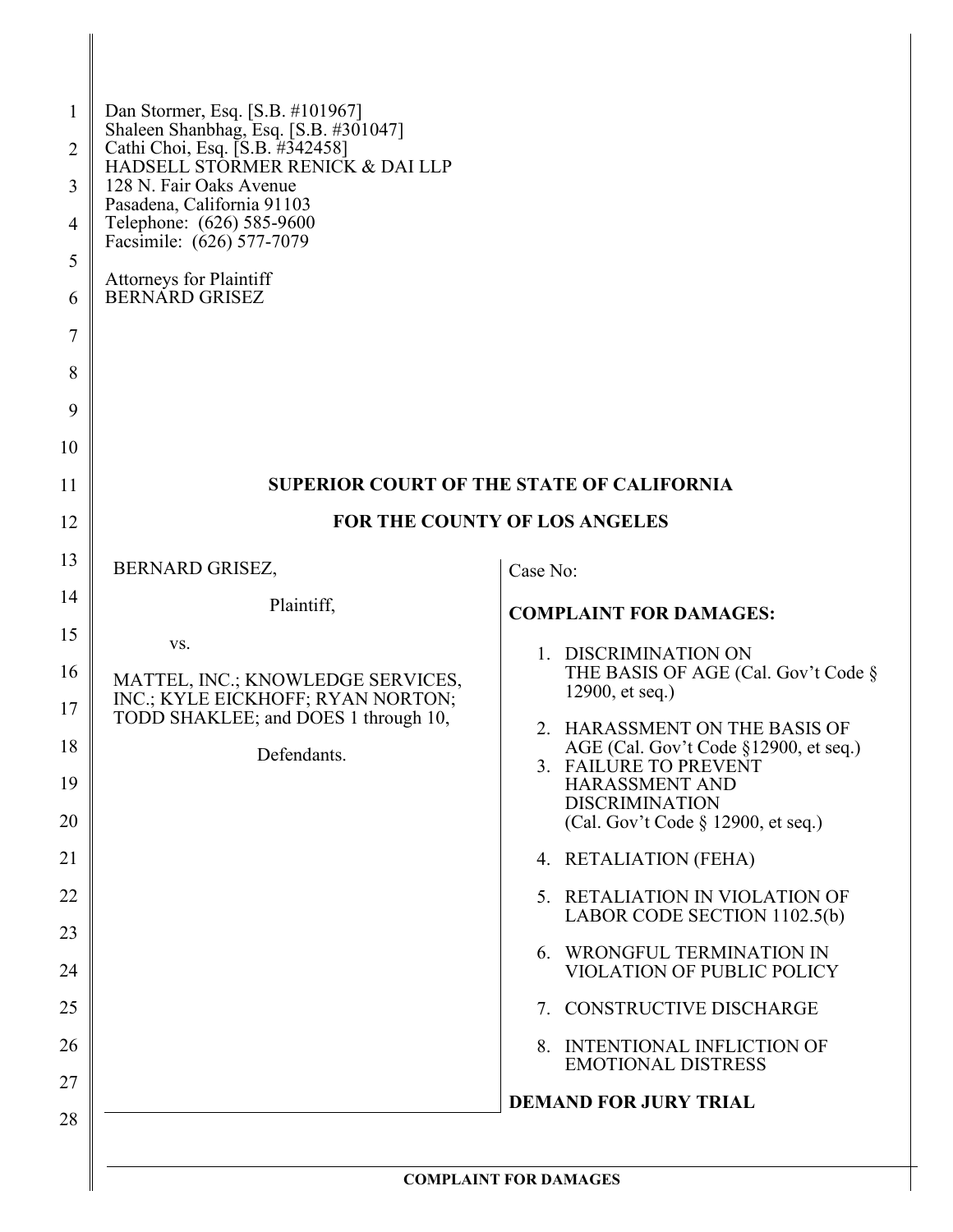Dan Stormer, Esq. [S.B. #101967]
Shaleen Shanbhag, Esq. [S.B. #301047]
Cathi Choi, Esq. [S.B. #342458]
HADSELL STORMER RENICK & DAI LLP
128 N. Fair Oaks Avenue
Pasadena, California 91103
Telephone: (626) 585-9600
Facsimile: (626) 577-7079

Attorneys for Plaintiff
BERNARD GRISEZ

**SUPERIOR COURT OF THE STATE OF CALIFORNIA**

**FOR THE COUNTY OF LOS ANGELES**

BERNARD GRISEZ,

Plaintiff,

vs.

MATTEL, INC.; KNOWLEDGE SERVICES, INC.; KYLE EICKHOFF; RYAN NORTON; TODD SHAKLEE; and DOES 1 through 10,

Defendants.

Case No:

**COMPLAINT FOR DAMAGES:**

1. DISCRIMINATION ON THE BASIS OF AGE (Cal. Gov't Code § 12900, et seq.)
2. HARASSMENT ON THE BASIS OF AGE (Cal. Gov't Code §12900, et seq.)
3. FAILURE TO PREVENT HARASSMENT AND DISCRIMINATION (Cal. Gov't Code § 12900, et seq.)
4. RETALIATION (FEHA)
5. RETALIATION IN VIOLATION OF LABOR CODE SECTION 1102.5(b)
6. WRONGFUL TERMINATION IN VIOLATION OF PUBLIC POLICY
7. CONSTRUCTIVE DISCHARGE
8. INTENTIONAL INFLICTION OF EMOTIONAL DISTRESS

**DEMAND FOR JURY TRIAL**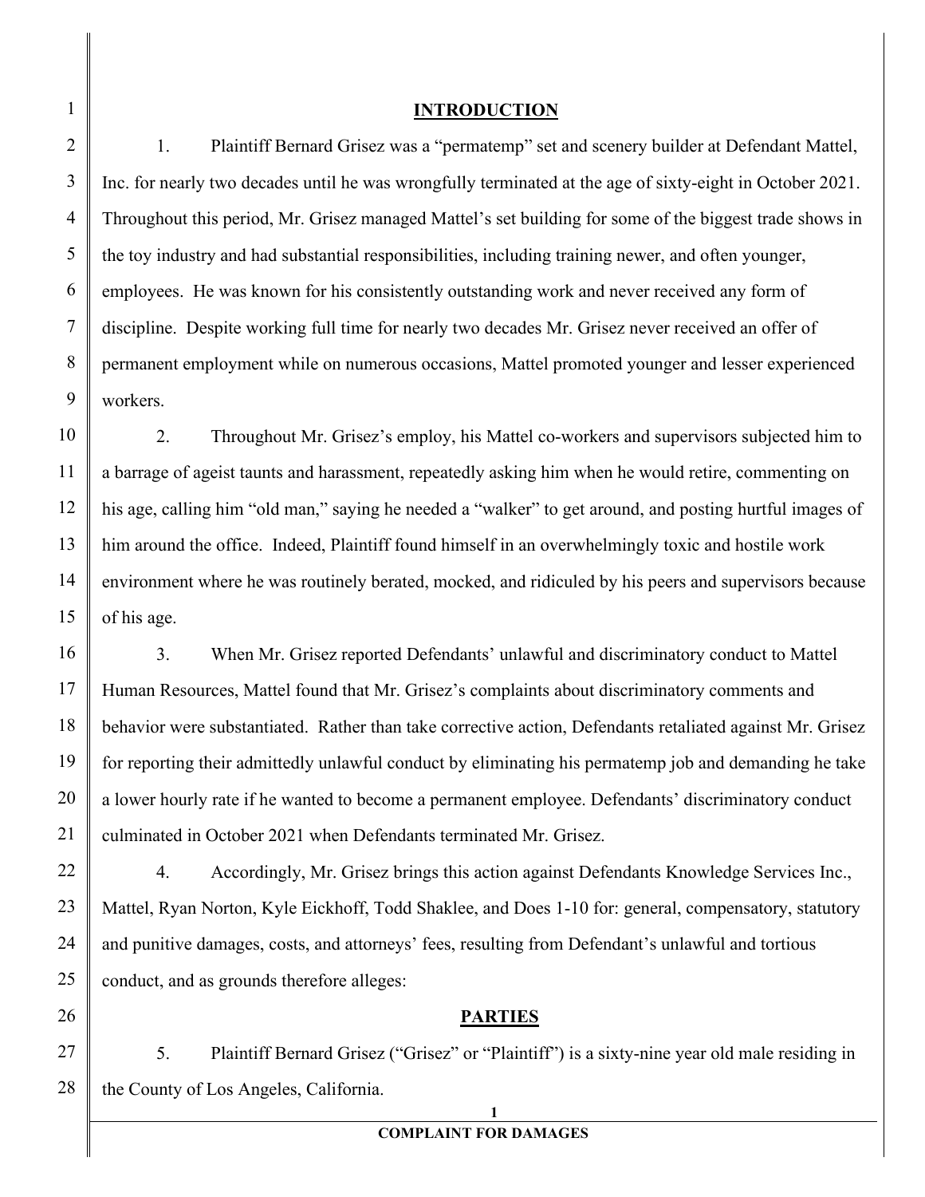## INTRODUCTION

1. Plaintiff Bernard Grisez was a "permatemp" set and scenery builder at Defendant Mattel, Inc. for nearly two decades until he was wrongfully terminated at the age of sixty-eight in October 2021. Throughout this period, Mr. Grisez managed Mattel's set building for some of the biggest trade shows in the toy industry and had substantial responsibilities, including training newer, and often younger, employees. He was known for his consistently outstanding work and never received any form of discipline. Despite working full time for nearly two decades Mr. Grisez never received an offer of permanent employment while on numerous occasions, Mattel promoted younger and lesser experienced workers.

2. Throughout Mr. Grisez's employ, his Mattel co-workers and supervisors subjected him to a barrage of ageist taunts and harassment, repeatedly asking him when he would retire, commenting on his age, calling him "old man," saying he needed a "walker" to get around, and posting hurtful images of him around the office. Indeed, Plaintiff found himself in an overwhelmingly toxic and hostile work environment where he was routinely berated, mocked, and ridiculed by his peers and supervisors because of his age.

3. When Mr. Grisez reported Defendants' unlawful and discriminatory conduct to Mattel Human Resources, Mattel found that Mr. Grisez's complaints about discriminatory comments and behavior were substantiated. Rather than take corrective action, Defendants retaliated against Mr. Grisez for reporting their admittedly unlawful conduct by eliminating his permatemp job and demanding he take a lower hourly rate if he wanted to become a permanent employee. Defendants' discriminatory conduct culminated in October 2021 when Defendants terminated Mr. Grisez.

4. Accordingly, Mr. Grisez brings this action against Defendants Knowledge Services Inc., Mattel, Ryan Norton, Kyle Eickhoff, Todd Shaklee, and Does 1-10 for: general, compensatory, statutory and punitive damages, costs, and attorneys' fees, resulting from Defendant's unlawful and tortious conduct, and as grounds therefore alleges:

## PARTIES

5. Plaintiff Bernard Grisez ("Grisez" or "Plaintiff") is a sixty-nine year old male residing in the County of Los Angeles, California.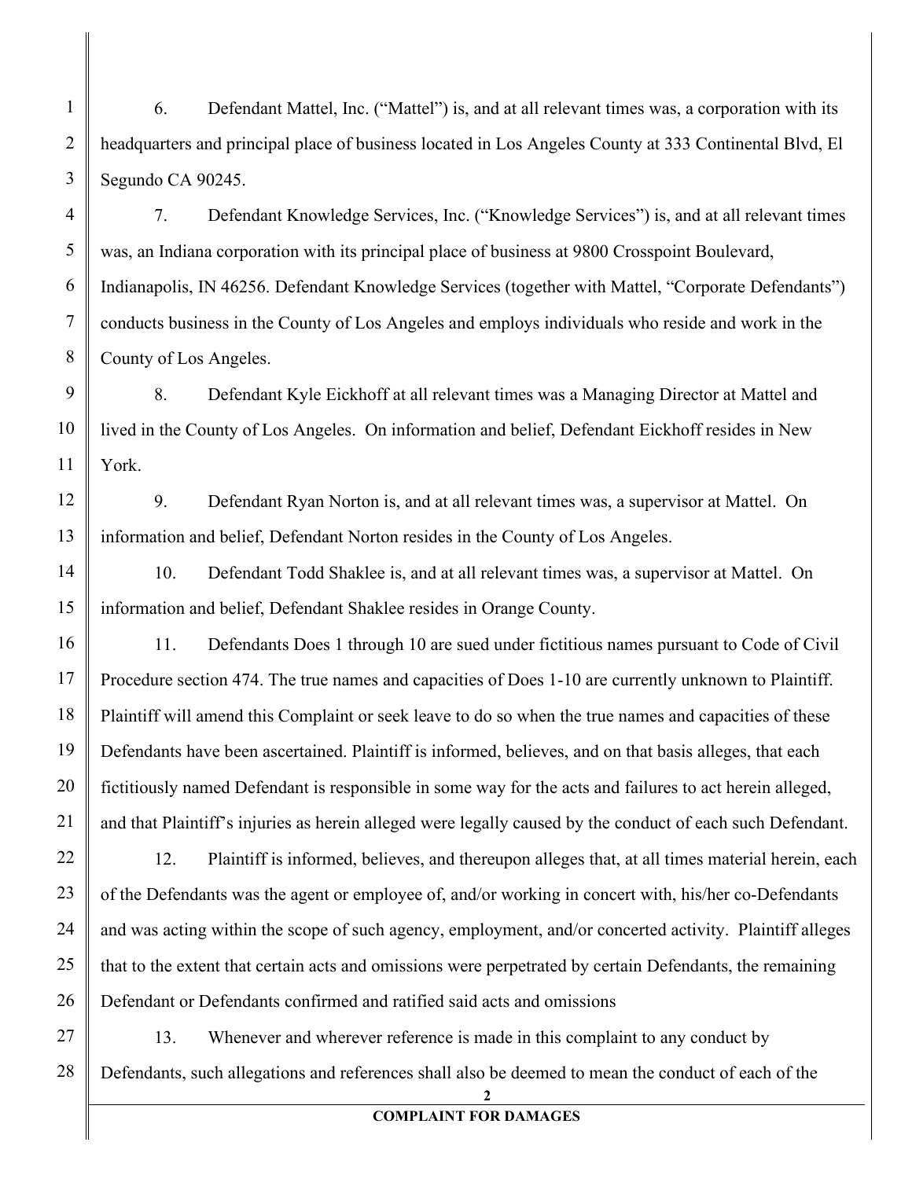6. Defendant Mattel, Inc. ("Mattel") is, and at all relevant times was, a corporation with its headquarters and principal place of business located in Los Angeles County at 333 Continental Blvd, El Segundo CA 90245.

7. Defendant Knowledge Services, Inc. ("Knowledge Services") is, and at all relevant times was, an Indiana corporation with its principal place of business at 9800 Crosspoint Boulevard, Indianapolis, IN 46256. Defendant Knowledge Services (together with Mattel, "Corporate Defendants") conducts business in the County of Los Angeles and employs individuals who reside and work in the County of Los Angeles.

8. Defendant Kyle Eickhoff at all relevant times was a Managing Director at Mattel and lived in the County of Los Angeles. On information and belief, Defendant Eickhoff resides in New York.

9. Defendant Ryan Norton is, and at all relevant times was, a supervisor at Mattel. On information and belief, Defendant Norton resides in the County of Los Angeles.

10. Defendant Todd Shaklee is, and at all relevant times was, a supervisor at Mattel. On information and belief, Defendant Shaklee resides in Orange County.

11. Defendants Does 1 through 10 are sued under fictitious names pursuant to Code of Civil Procedure section 474. The true names and capacities of Does 1-10 are currently unknown to Plaintiff. Plaintiff will amend this Complaint or seek leave to do so when the true names and capacities of these Defendants have been ascertained. Plaintiff is informed, believes, and on that basis alleges, that each fictitiously named Defendant is responsible in some way for the acts and failures to act herein alleged, and that Plaintiff's injuries as herein alleged were legally caused by the conduct of each such Defendant.

12. Plaintiff is informed, believes, and thereupon alleges that, at all times material herein, each of the Defendants was the agent or employee of, and/or working in concert with, his/her co-Defendants and was acting within the scope of such agency, employment, and/or concerted activity. Plaintiff alleges that to the extent that certain acts and omissions were perpetrated by certain Defendants, the remaining Defendant or Defendants confirmed and ratified said acts and omissions

13. Whenever and wherever reference is made in this complaint to any conduct by Defendants, such allegations and references shall also be deemed to mean the conduct of each of the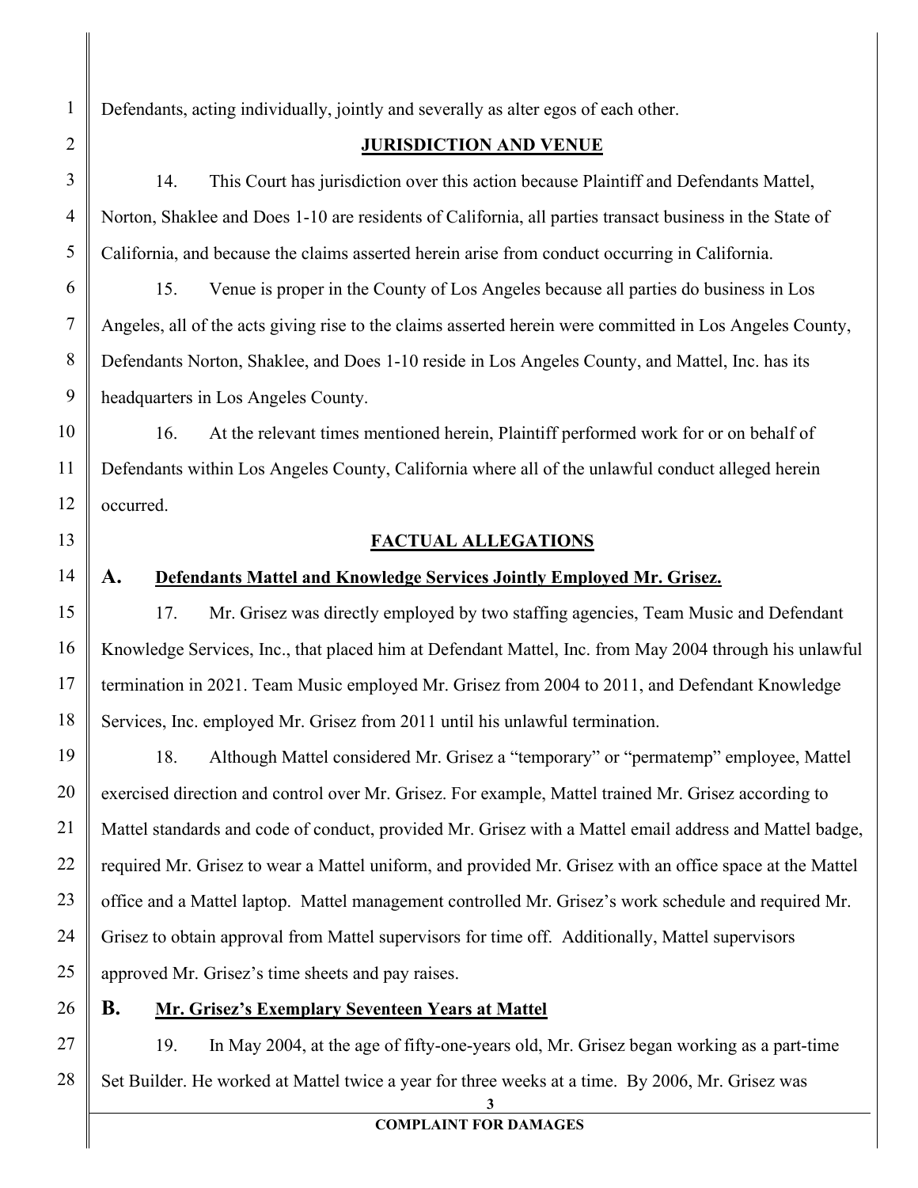Defendants, acting individually, jointly and severally as alter egos of each other.

## JURISDICTION AND VENUE

14. This Court has jurisdiction over this action because Plaintiff and Defendants Mattel, Norton, Shaklee and Does 1-10 are residents of California, all parties transact business in the State of California, and because the claims asserted herein arise from conduct occurring in California.

15. Venue is proper in the County of Los Angeles because all parties do business in Los Angeles, all of the acts giving rise to the claims asserted herein were committed in Los Angeles County, Defendants Norton, Shaklee, and Does 1-10 reside in Los Angeles County, and Mattel, Inc. has its headquarters in Los Angeles County.

16. At the relevant times mentioned herein, Plaintiff performed work for or on behalf of Defendants within Los Angeles County, California where all of the unlawful conduct alleged herein occurred.

## FACTUAL ALLEGATIONS

### A. Defendants Mattel and Knowledge Services Jointly Employed Mr. Grisez.

17. Mr. Grisez was directly employed by two staffing agencies, Team Music and Defendant Knowledge Services, Inc., that placed him at Defendant Mattel, Inc. from May 2004 through his unlawful termination in 2021. Team Music employed Mr. Grisez from 2004 to 2011, and Defendant Knowledge Services, Inc. employed Mr. Grisez from 2011 until his unlawful termination.

18. Although Mattel considered Mr. Grisez a "temporary" or "permatemp" employee, Mattel exercised direction and control over Mr. Grisez. For example, Mattel trained Mr. Grisez according to Mattel standards and code of conduct, provided Mr. Grisez with a Mattel email address and Mattel badge, required Mr. Grisez to wear a Mattel uniform, and provided Mr. Grisez with an office space at the Mattel office and a Mattel laptop. Mattel management controlled Mr. Grisez's work schedule and required Mr. Grisez to obtain approval from Mattel supervisors for time off. Additionally, Mattel supervisors approved Mr. Grisez's time sheets and pay raises.

### B. Mr. Grisez's Exemplary Seventeen Years at Mattel

19. In May 2004, at the age of fifty-one-years old, Mr. Grisez began working as a part-time Set Builder. He worked at Mattel twice a year for three weeks at a time. By 2006, Mr. Grisez was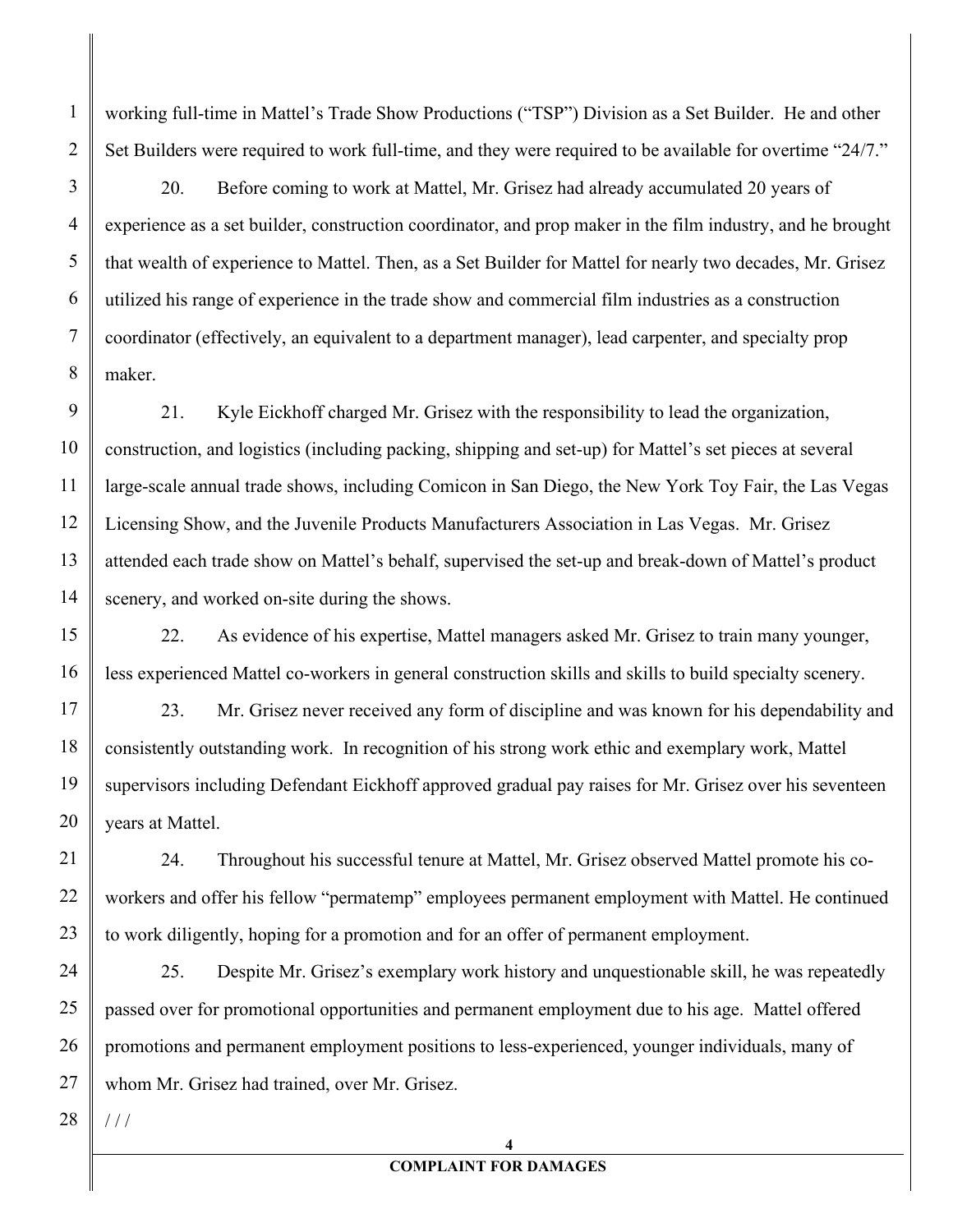working full-time in Mattel's Trade Show Productions ("TSP") Division as a Set Builder. He and other Set Builders were required to work full-time, and they were required to be available for overtime "24/7."

20. Before coming to work at Mattel, Mr. Grisez had already accumulated 20 years of experience as a set builder, construction coordinator, and prop maker in the film industry, and he brought that wealth of experience to Mattel. Then, as a Set Builder for Mattel for nearly two decades, Mr. Grisez utilized his range of experience in the trade show and commercial film industries as a construction coordinator (effectively, an equivalent to a department manager), lead carpenter, and specialty prop maker.

21. Kyle Eickhoff charged Mr. Grisez with the responsibility to lead the organization, construction, and logistics (including packing, shipping and set-up) for Mattel's set pieces at several large-scale annual trade shows, including Comicon in San Diego, the New York Toy Fair, the Las Vegas Licensing Show, and the Juvenile Products Manufacturers Association in Las Vegas. Mr. Grisez attended each trade show on Mattel's behalf, supervised the set-up and break-down of Mattel's product scenery, and worked on-site during the shows.

22. As evidence of his expertise, Mattel managers asked Mr. Grisez to train many younger, less experienced Mattel co-workers in general construction skills and skills to build specialty scenery.

23. Mr. Grisez never received any form of discipline and was known for his dependability and consistently outstanding work. In recognition of his strong work ethic and exemplary work, Mattel supervisors including Defendant Eickhoff approved gradual pay raises for Mr. Grisez over his seventeen years at Mattel.

24. Throughout his successful tenure at Mattel, Mr. Grisez observed Mattel promote his co-workers and offer his fellow "permatemp" employees permanent employment with Mattel. He continued to work diligently, hoping for a promotion and for an offer of permanent employment.

25. Despite Mr. Grisez's exemplary work history and unquestionable skill, he was repeatedly passed over for promotional opportunities and permanent employment due to his age. Mattel offered promotions and permanent employment positions to less-experienced, younger individuals, many of whom Mr. Grisez had trained, over Mr. Grisez.

/ / /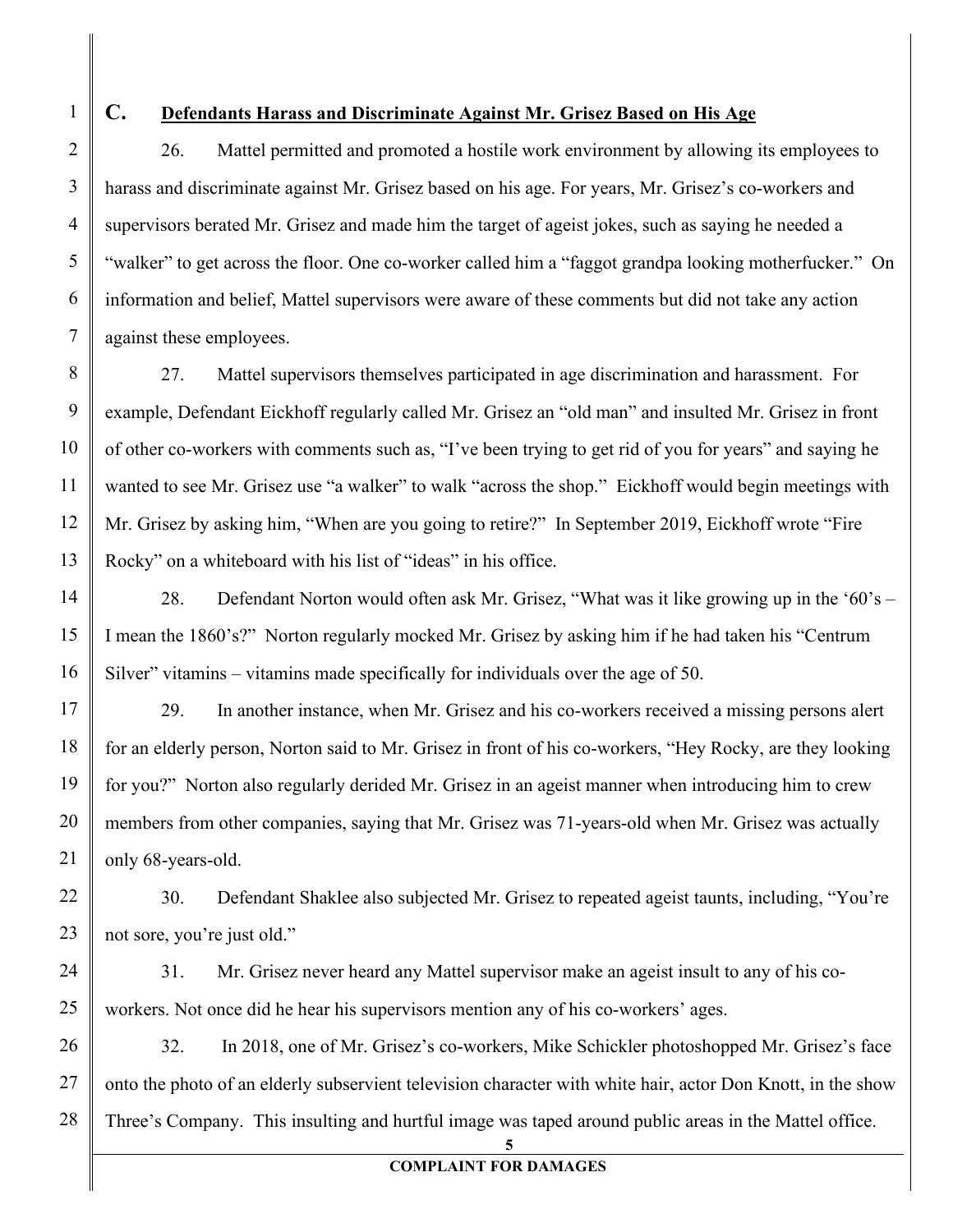## C. Defendants Harass and Discriminate Against Mr. Grisez Based on His Age

26. Mattel permitted and promoted a hostile work environment by allowing its employees to harass and discriminate against Mr. Grisez based on his age. For years, Mr. Grisez's co-workers and supervisors berated Mr. Grisez and made him the target of ageist jokes, such as saying he needed a "walker" to get across the floor. One co-worker called him a "faggot grandpa looking motherfucker." On information and belief, Mattel supervisors were aware of these comments but did not take any action against these employees.

27. Mattel supervisors themselves participated in age discrimination and harassment. For example, Defendant Eickhoff regularly called Mr. Grisez an "old man" and insulted Mr. Grisez in front of other co-workers with comments such as, "I've been trying to get rid of you for years" and saying he wanted to see Mr. Grisez use "a walker" to walk "across the shop." Eickhoff would begin meetings with Mr. Grisez by asking him, "When are you going to retire?" In September 2019, Eickhoff wrote "Fire Rocky" on a whiteboard with his list of "ideas" in his office.

28. Defendant Norton would often ask Mr. Grisez, "What was it like growing up in the '60's – I mean the 1860's?" Norton regularly mocked Mr. Grisez by asking him if he had taken his "Centrum Silver" vitamins – vitamins made specifically for individuals over the age of 50.

29. In another instance, when Mr. Grisez and his co-workers received a missing persons alert for an elderly person, Norton said to Mr. Grisez in front of his co-workers, "Hey Rocky, are they looking for you?" Norton also regularly derided Mr. Grisez in an ageist manner when introducing him to crew members from other companies, saying that Mr. Grisez was 71-years-old when Mr. Grisez was actually only 68-years-old.

30. Defendant Shaklee also subjected Mr. Grisez to repeated ageist taunts, including, "You're not sore, you're just old."

31. Mr. Grisez never heard any Mattel supervisor make an ageist insult to any of his co-workers. Not once did he hear his supervisors mention any of his co-workers' ages.

32. In 2018, one of Mr. Grisez's co-workers, Mike Schickler photoshopped Mr. Grisez's face onto the photo of an elderly subservient television character with white hair, actor Don Knott, in the show Three's Company. This insulting and hurtful image was taped around public areas in the Mattel office.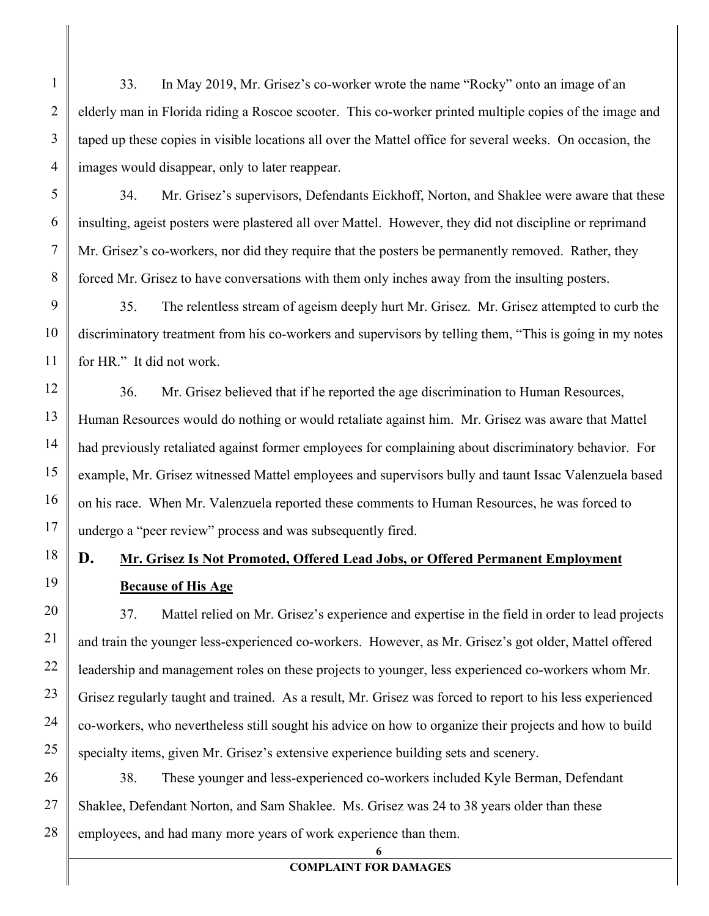33. In May 2019, Mr. Grisez's co-worker wrote the name "Rocky" onto an image of an elderly man in Florida riding a Roscoe scooter. This co-worker printed multiple copies of the image and taped up these copies in visible locations all over the Mattel office for several weeks. On occasion, the images would disappear, only to later reappear.

34. Mr. Grisez's supervisors, Defendants Eickhoff, Norton, and Shaklee were aware that these insulting, ageist posters were plastered all over Mattel. However, they did not discipline or reprimand Mr. Grisez's co-workers, nor did they require that the posters be permanently removed. Rather, they forced Mr. Grisez to have conversations with them only inches away from the insulting posters.

35. The relentless stream of ageism deeply hurt Mr. Grisez. Mr. Grisez attempted to curb the discriminatory treatment from his co-workers and supervisors by telling them, "This is going in my notes for HR." It did not work.

36. Mr. Grisez believed that if he reported the age discrimination to Human Resources, Human Resources would do nothing or would retaliate against him. Mr. Grisez was aware that Mattel had previously retaliated against former employees for complaining about discriminatory behavior. For example, Mr. Grisez witnessed Mattel employees and supervisors bully and taunt Issac Valenzuela based on his race. When Mr. Valenzuela reported these comments to Human Resources, he was forced to undergo a "peer review" process and was subsequently fired.

## D. Mr. Grisez Is Not Promoted, Offered Lead Jobs, or Offered Permanent Employment Because of His Age

37. Mattel relied on Mr. Grisez's experience and expertise in the field in order to lead projects and train the younger less-experienced co-workers. However, as Mr. Grisez's got older, Mattel offered leadership and management roles on these projects to younger, less experienced co-workers whom Mr. Grisez regularly taught and trained. As a result, Mr. Grisez was forced to report to his less experienced co-workers, who nevertheless still sought his advice on how to organize their projects and how to build specialty items, given Mr. Grisez's extensive experience building sets and scenery.

38. These younger and less-experienced co-workers included Kyle Berman, Defendant Shaklee, Defendant Norton, and Sam Shaklee. Ms. Grisez was 24 to 38 years older than these employees, and had many more years of work experience than them.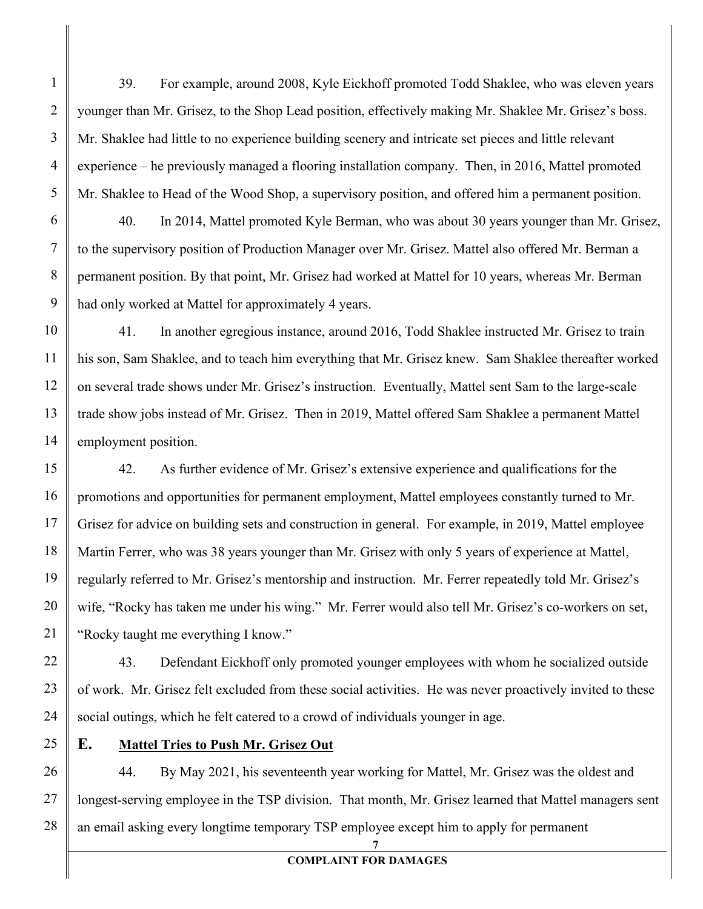39. For example, around 2008, Kyle Eickhoff promoted Todd Shaklee, who was eleven years younger than Mr. Grisez, to the Shop Lead position, effectively making Mr. Shaklee Mr. Grisez's boss. Mr. Shaklee had little to no experience building scenery and intricate set pieces and little relevant experience – he previously managed a flooring installation company. Then, in 2016, Mattel promoted Mr. Shaklee to Head of the Wood Shop, a supervisory position, and offered him a permanent position.

40. In 2014, Mattel promoted Kyle Berman, who was about 30 years younger than Mr. Grisez, to the supervisory position of Production Manager over Mr. Grisez. Mattel also offered Mr. Berman a permanent position. By that point, Mr. Grisez had worked at Mattel for 10 years, whereas Mr. Berman had only worked at Mattel for approximately 4 years.

41. In another egregious instance, around 2016, Todd Shaklee instructed Mr. Grisez to train his son, Sam Shaklee, and to teach him everything that Mr. Grisez knew. Sam Shaklee thereafter worked on several trade shows under Mr. Grisez's instruction. Eventually, Mattel sent Sam to the large-scale trade show jobs instead of Mr. Grisez. Then in 2019, Mattel offered Sam Shaklee a permanent Mattel employment position.

42. As further evidence of Mr. Grisez's extensive experience and qualifications for the promotions and opportunities for permanent employment, Mattel employees constantly turned to Mr. Grisez for advice on building sets and construction in general. For example, in 2019, Mattel employee Martin Ferrer, who was 38 years younger than Mr. Grisez with only 5 years of experience at Mattel, regularly referred to Mr. Grisez's mentorship and instruction. Mr. Ferrer repeatedly told Mr. Grisez's wife, "Rocky has taken me under his wing." Mr. Ferrer would also tell Mr. Grisez's co-workers on set, "Rocky taught me everything I know."

43. Defendant Eickhoff only promoted younger employees with whom he socialized outside of work. Mr. Grisez felt excluded from these social activities. He was never proactively invited to these social outings, which he felt catered to a crowd of individuals younger in age.

## E. Mattel Tries to Push Mr. Grisez Out

44. By May 2021, his seventeenth year working for Mattel, Mr. Grisez was the oldest and longest-serving employee in the TSP division. That month, Mr. Grisez learned that Mattel managers sent an email asking every longtime temporary TSP employee except him to apply for permanent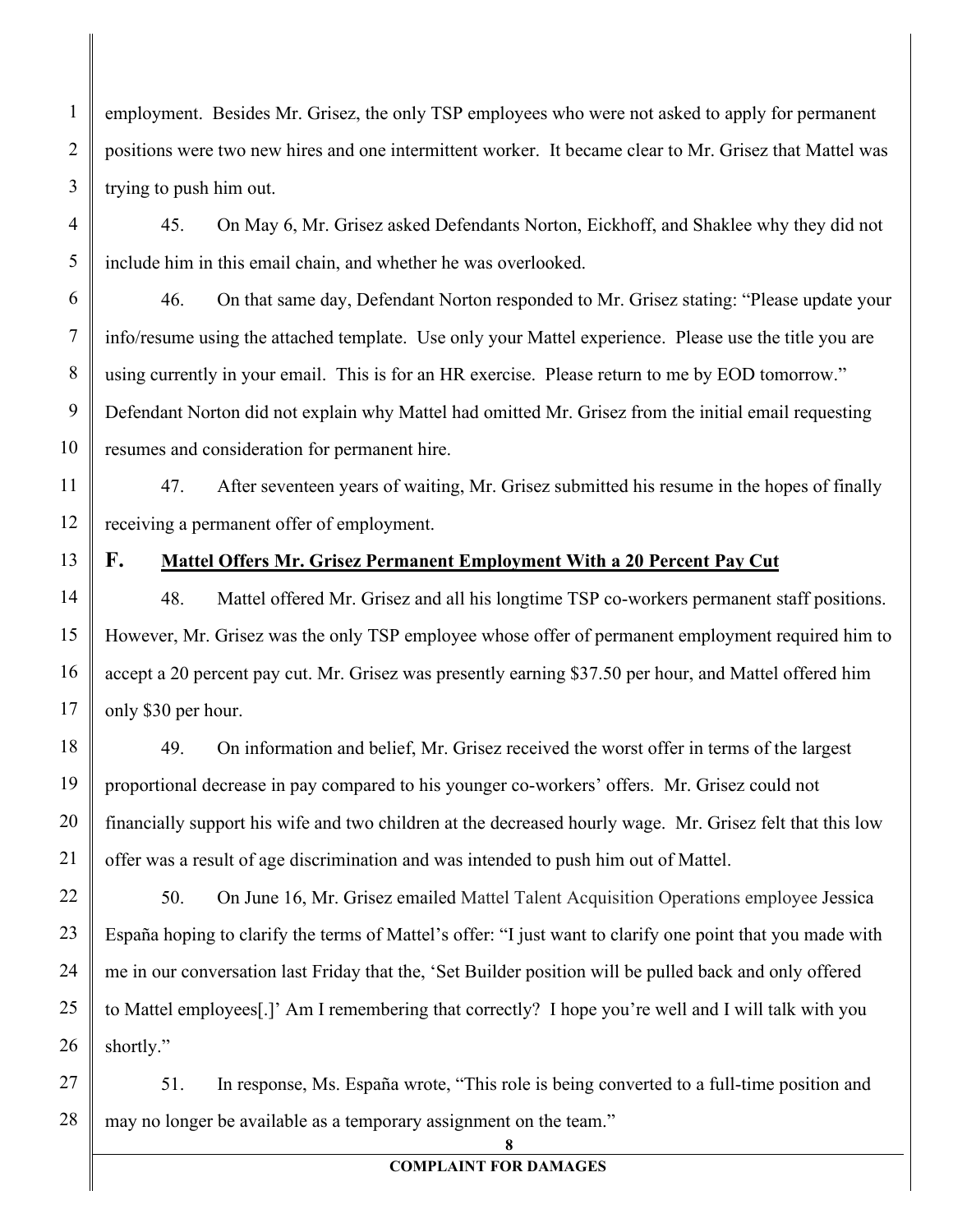employment. Besides Mr. Grisez, the only TSP employees who were not asked to apply for permanent positions were two new hires and one intermittent worker. It became clear to Mr. Grisez that Mattel was trying to push him out.

45. On May 6, Mr. Grisez asked Defendants Norton, Eickhoff, and Shaklee why they did not include him in this email chain, and whether he was overlooked.

46. On that same day, Defendant Norton responded to Mr. Grisez stating: "Please update your info/resume using the attached template. Use only your Mattel experience. Please use the title you are using currently in your email. This is for an HR exercise. Please return to me by EOD tomorrow." Defendant Norton did not explain why Mattel had omitted Mr. Grisez from the initial email requesting resumes and consideration for permanent hire.

47. After seventeen years of waiting, Mr. Grisez submitted his resume in the hopes of finally receiving a permanent offer of employment.

### F. Mattel Offers Mr. Grisez Permanent Employment With a 20 Percent Pay Cut

48. Mattel offered Mr. Grisez and all his longtime TSP co-workers permanent staff positions. However, Mr. Grisez was the only TSP employee whose offer of permanent employment required him to accept a 20 percent pay cut. Mr. Grisez was presently earning $37.50 per hour, and Mattel offered him only $30 per hour.

49. On information and belief, Mr. Grisez received the worst offer in terms of the largest proportional decrease in pay compared to his younger co-workers' offers. Mr. Grisez could not financially support his wife and two children at the decreased hourly wage. Mr. Grisez felt that this low offer was a result of age discrimination and was intended to push him out of Mattel.

50. On June 16, Mr. Grisez emailed Mattel Talent Acquisition Operations employee Jessica España hoping to clarify the terms of Mattel's offer: "I just want to clarify one point that you made with me in our conversation last Friday that the, 'Set Builder position will be pulled back and only offered to Mattel employees[.]' Am I remembering that correctly? I hope you're well and I will talk with you shortly."

51. In response, Ms. España wrote, "This role is being converted to a full-time position and may no longer be available as a temporary assignment on the team."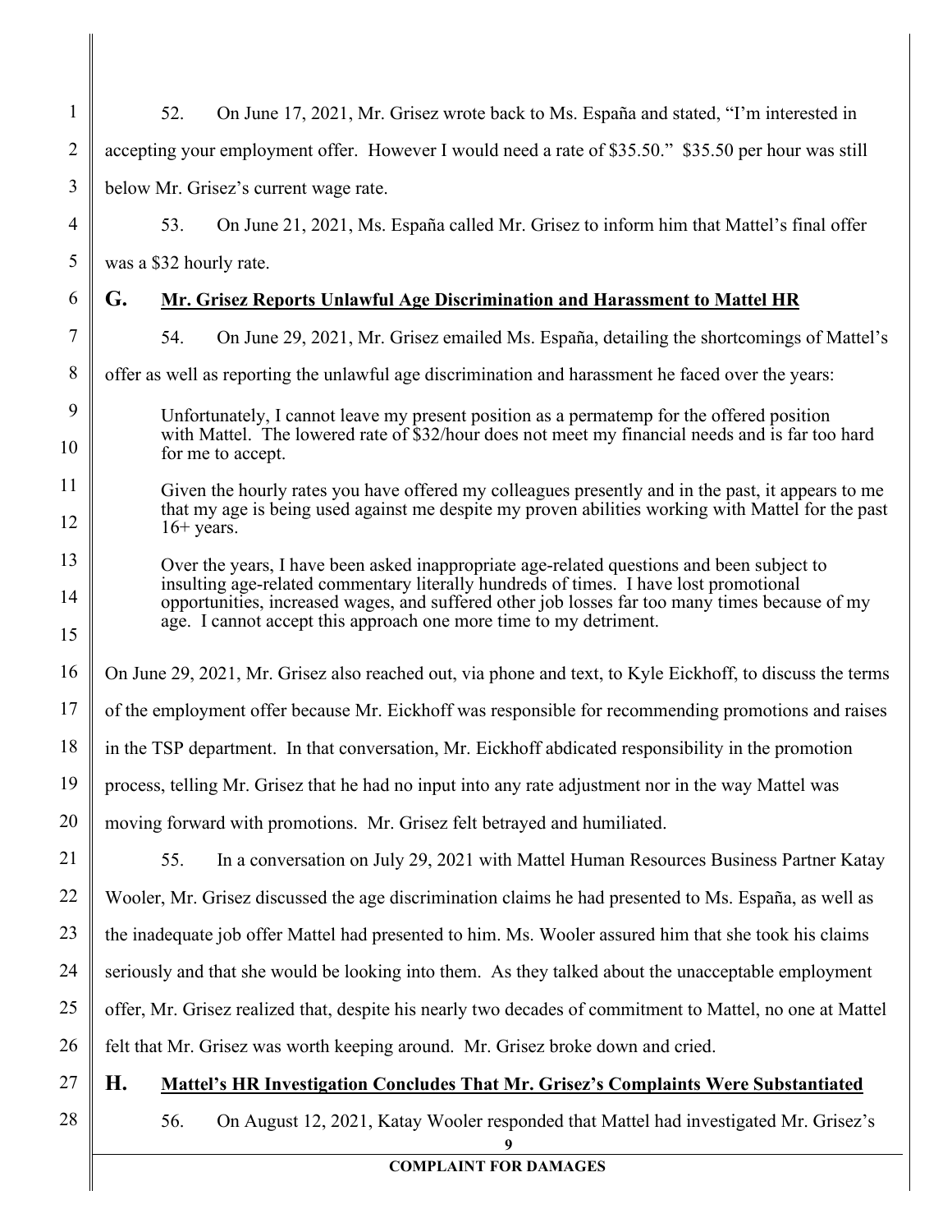52. On June 17, 2021, Mr. Grisez wrote back to Ms. España and stated, "I'm interested in accepting your employment offer. However I would need a rate of $35.50." $35.50 per hour was still below Mr. Grisez's current wage rate.

53. On June 21, 2021, Ms. España called Mr. Grisez to inform him that Mattel's final offer was a $32 hourly rate.

## G. Mr. Grisez Reports Unlawful Age Discrimination and Harassment to Mattel HR

54. On June 29, 2021, Mr. Grisez emailed Ms. España, detailing the shortcomings of Mattel's offer as well as reporting the unlawful age discrimination and harassment he faced over the years:

> Unfortunately, I cannot leave my present position as a permatemp for the offered position with Mattel. The lowered rate of $32/hour does not meet my financial needs and is far too hard for me to accept.
>
> Given the hourly rates you have offered my colleagues presently and in the past, it appears to me that my age is being used against me despite my proven abilities working with Mattel for the past 16+ years.
>
> Over the years, I have been asked inappropriate age-related questions and been subject to insulting age-related commentary literally hundreds of times. I have lost promotional opportunities, increased wages, and suffered other job losses far too many times because of my age. I cannot accept this approach one more time to my detriment.

On June 29, 2021, Mr. Grisez also reached out, via phone and text, to Kyle Eickhoff, to discuss the terms of the employment offer because Mr. Eickhoff was responsible for recommending promotions and raises in the TSP department. In that conversation, Mr. Eickhoff abdicated responsibility in the promotion process, telling Mr. Grisez that he had no input into any rate adjustment nor in the way Mattel was moving forward with promotions. Mr. Grisez felt betrayed and humiliated.

55. In a conversation on July 29, 2021 with Mattel Human Resources Business Partner Katay Wooler, Mr. Grisez discussed the age discrimination claims he had presented to Ms. España, as well as the inadequate job offer Mattel had presented to him. Ms. Wooler assured him that she took his claims seriously and that she would be looking into them. As they talked about the unacceptable employment offer, Mr. Grisez realized that, despite his nearly two decades of commitment to Mattel, no one at Mattel felt that Mr. Grisez was worth keeping around. Mr. Grisez broke down and cried.

## H. Mattel's HR Investigation Concludes That Mr. Grisez's Complaints Were Substantiated

56. On August 12, 2021, Katay Wooler responded that Mattel had investigated Mr. Grisez's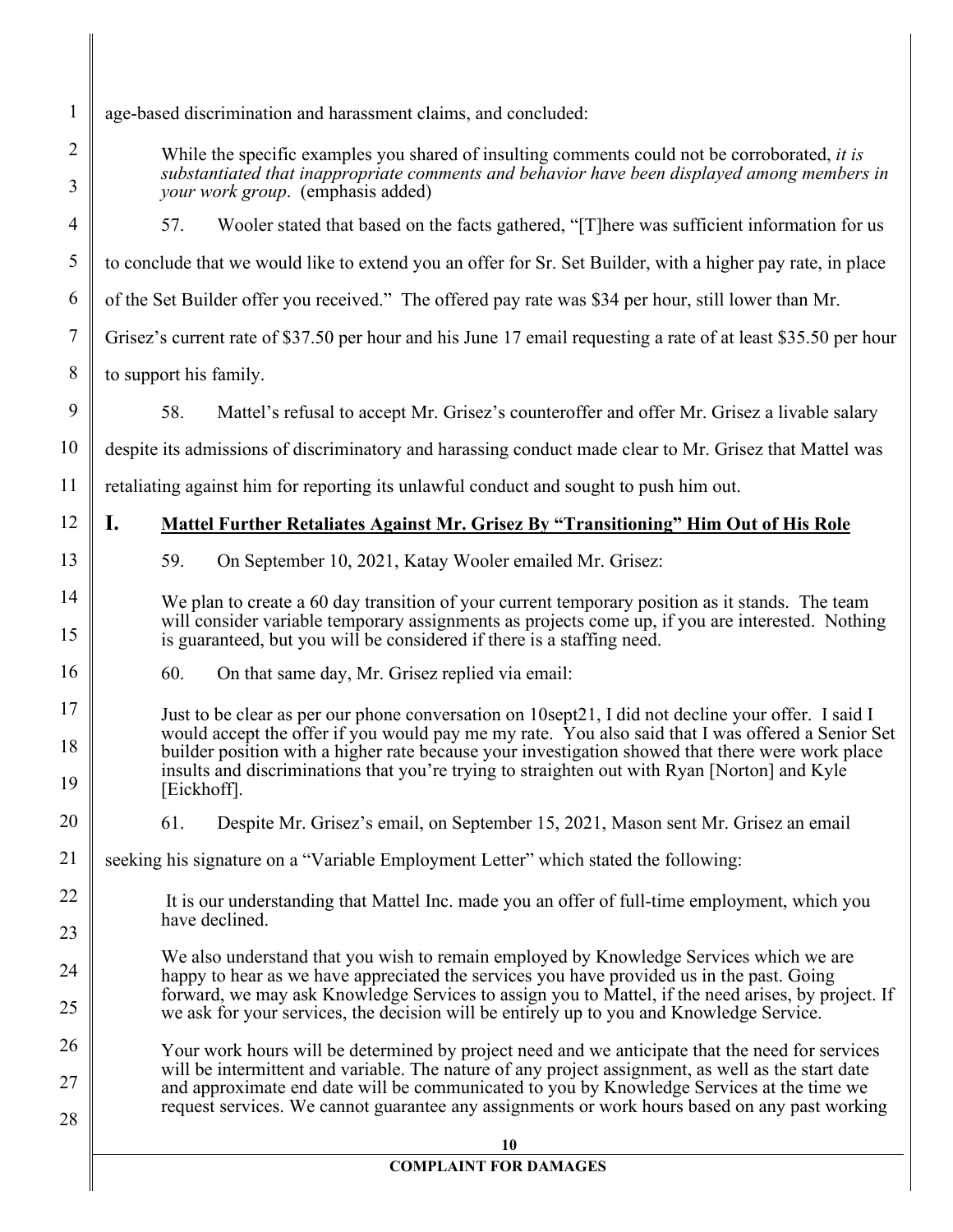age-based discrimination and harassment claims, and concluded:

> While the specific examples you shared of insulting comments could not be corroborated, *it is substantiated that inappropriate comments and behavior have been displayed among members in your work group*. (emphasis added)

57. Wooler stated that based on the facts gathered, "[T]here was sufficient information for us to conclude that we would like to extend you an offer for Sr. Set Builder, with a higher pay rate, in place of the Set Builder offer you received." The offered pay rate was $34 per hour, still lower than Mr. Grisez's current rate of $37.50 per hour and his June 17 email requesting a rate of at least $35.50 per hour to support his family.

58. Mattel's refusal to accept Mr. Grisez's counteroffer and offer Mr. Grisez a livable salary despite its admissions of discriminatory and harassing conduct made clear to Mr. Grisez that Mattel was retaliating against him for reporting its unlawful conduct and sought to push him out.

## I. Mattel Further Retaliates Against Mr. Grisez By "Transitioning" Him Out of His Role

59. On September 10, 2021, Katay Wooler emailed Mr. Grisez:

> We plan to create a 60 day transition of your current temporary position as it stands. The team will consider variable temporary assignments as projects come up, if you are interested. Nothing is guaranteed, but you will be considered if there is a staffing need.

60. On that same day, Mr. Grisez replied via email:

> Just to be clear as per our phone conversation on 10sept21, I did not decline your offer. I said I would accept the offer if you would pay me my rate. You also said that I was offered a Senior Set builder position with a higher rate because your investigation showed that there were work place insults and discriminations that you're trying to straighten out with Ryan [Norton] and Kyle [Eickhoff].

61. Despite Mr. Grisez's email, on September 15, 2021, Mason sent Mr. Grisez an email seeking his signature on a "Variable Employment Letter" which stated the following:

> It is our understanding that Mattel Inc. made you an offer of full-time employment, which you have declined.
>
> We also understand that you wish to remain employed by Knowledge Services which we are happy to hear as we have appreciated the services you have provided us in the past. Going forward, we may ask Knowledge Services to assign you to Mattel, if the need arises, by project. If we ask for your services, the decision will be entirely up to you and Knowledge Service.
>
> Your work hours will be determined by project need and we anticipate that the need for services will be intermittent and variable. The nature of any project assignment, as well as the start date and approximate end date will be communicated to you by Knowledge Services at the time we request services. We cannot guarantee any assignments or work hours based on any past working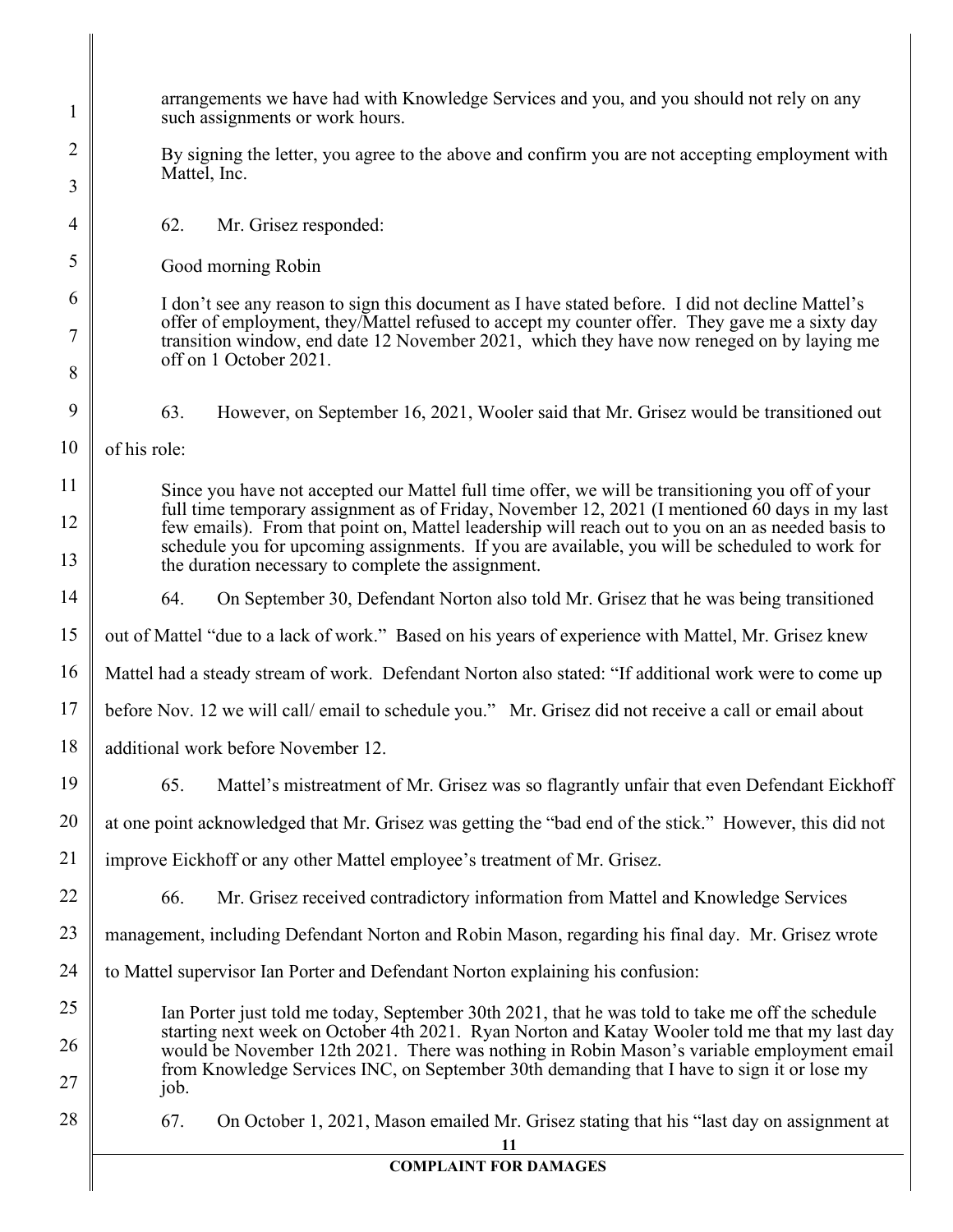> arrangements we have had with Knowledge Services and you, and you should not rely on any such assignments or work hours.
>
> By signing the letter, you agree to the above and confirm you are not accepting employment with Mattel, Inc.

62. Mr. Grisez responded:

> Good morning Robin
>
> I don't see any reason to sign this document as I have stated before. I did not decline Mattel's offer of employment, they/Mattel refused to accept my counter offer. They gave me a sixty day transition window, end date 12 November 2021, which they have now reneged on by laying me off on 1 October 2021.

63. However, on September 16, 2021, Wooler said that Mr. Grisez would be transitioned out of his role:

> Since you have not accepted our Mattel full time offer, we will be transitioning you off of your full time temporary assignment as of Friday, November 12, 2021 (I mentioned 60 days in my last few emails). From that point on, Mattel leadership will reach out to you on an as needed basis to schedule you for upcoming assignments. If you are available, you will be scheduled to work for the duration necessary to complete the assignment.

64. On September 30, Defendant Norton also told Mr. Grisez that he was being transitioned out of Mattel "due to a lack of work." Based on his years of experience with Mattel, Mr. Grisez knew Mattel had a steady stream of work. Defendant Norton also stated: "If additional work were to come up before Nov. 12 we will call/ email to schedule you." Mr. Grisez did not receive a call or email about additional work before November 12.

65. Mattel's mistreatment of Mr. Grisez was so flagrantly unfair that even Defendant Eickhoff at one point acknowledged that Mr. Grisez was getting the "bad end of the stick." However, this did not improve Eickhoff or any other Mattel employee's treatment of Mr. Grisez.

66. Mr. Grisez received contradictory information from Mattel and Knowledge Services management, including Defendant Norton and Robin Mason, regarding his final day. Mr. Grisez wrote to Mattel supervisor Ian Porter and Defendant Norton explaining his confusion:

> Ian Porter just told me today, September 30th 2021, that he was told to take me off the schedule starting next week on October 4th 2021. Ryan Norton and Katay Wooler told me that my last day would be November 12th 2021. There was nothing in Robin Mason's variable employment email from Knowledge Services INC, on September 30th demanding that I have to sign it or lose my job.

67. On October 1, 2021, Mason emailed Mr. Grisez stating that his "last day on assignment at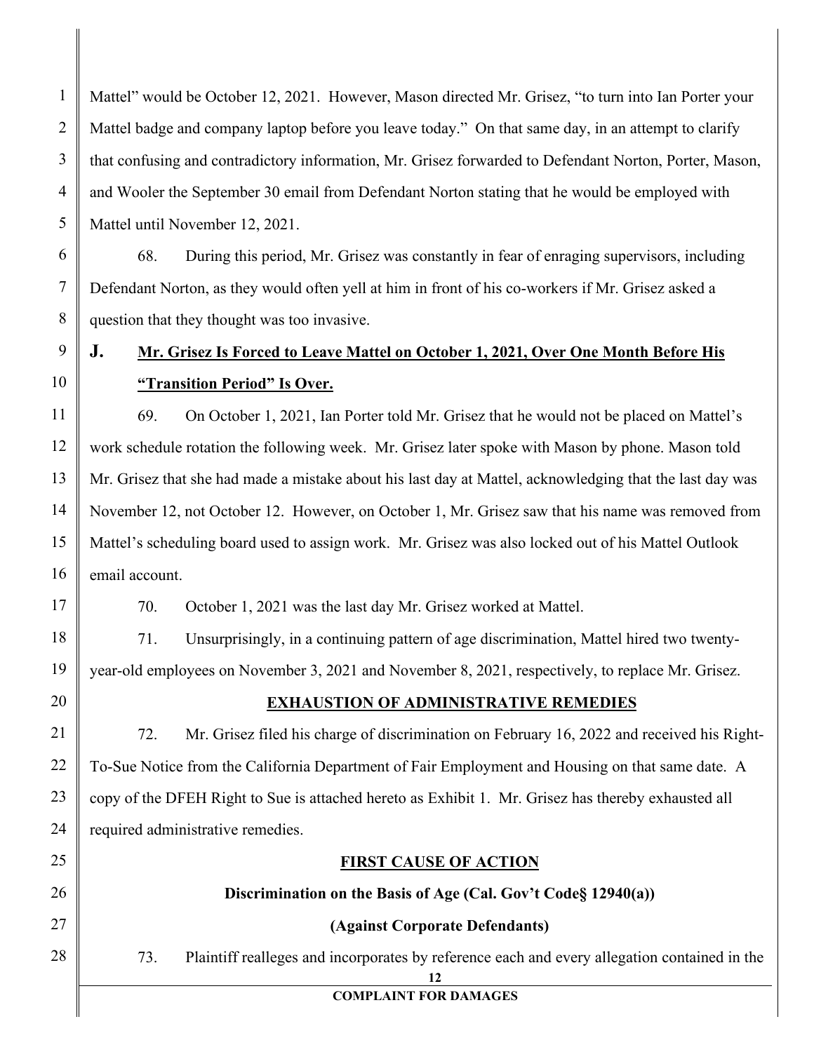Mattel" would be October 12, 2021. However, Mason directed Mr. Grisez, "to turn into Ian Porter your Mattel badge and company laptop before you leave today." On that same day, in an attempt to clarify that confusing and contradictory information, Mr. Grisez forwarded to Defendant Norton, Porter, Mason, and Wooler the September 30 email from Defendant Norton stating that he would be employed with Mattel until November 12, 2021.

68. During this period, Mr. Grisez was constantly in fear of enraging supervisors, including Defendant Norton, as they would often yell at him in front of his co-workers if Mr. Grisez asked a question that they thought was too invasive.

### J. Mr. Grisez Is Forced to Leave Mattel on October 1, 2021, Over One Month Before His "Transition Period" Is Over.

69. On October 1, 2021, Ian Porter told Mr. Grisez that he would not be placed on Mattel's work schedule rotation the following week. Mr. Grisez later spoke with Mason by phone. Mason told Mr. Grisez that she had made a mistake about his last day at Mattel, acknowledging that the last day was November 12, not October 12. However, on October 1, Mr. Grisez saw that his name was removed from Mattel's scheduling board used to assign work. Mr. Grisez was also locked out of his Mattel Outlook email account.

70. October 1, 2021 was the last day Mr. Grisez worked at Mattel.

71. Unsurprisingly, in a continuing pattern of age discrimination, Mattel hired two twenty-year-old employees on November 3, 2021 and November 8, 2021, respectively, to replace Mr. Grisez.

## EXHAUSTION OF ADMINISTRATIVE REMEDIES

72. Mr. Grisez filed his charge of discrimination on February 16, 2022 and received his Right-To-Sue Notice from the California Department of Fair Employment and Housing on that same date. A copy of the DFEH Right to Sue is attached hereto as Exhibit 1. Mr. Grisez has thereby exhausted all required administrative remedies.

## FIRST CAUSE OF ACTION

**Discrimination on the Basis of Age (Cal. Gov't Code§ 12940(a))**

**(Against Corporate Defendants)**

73. Plaintiff realleges and incorporates by reference each and every allegation contained in the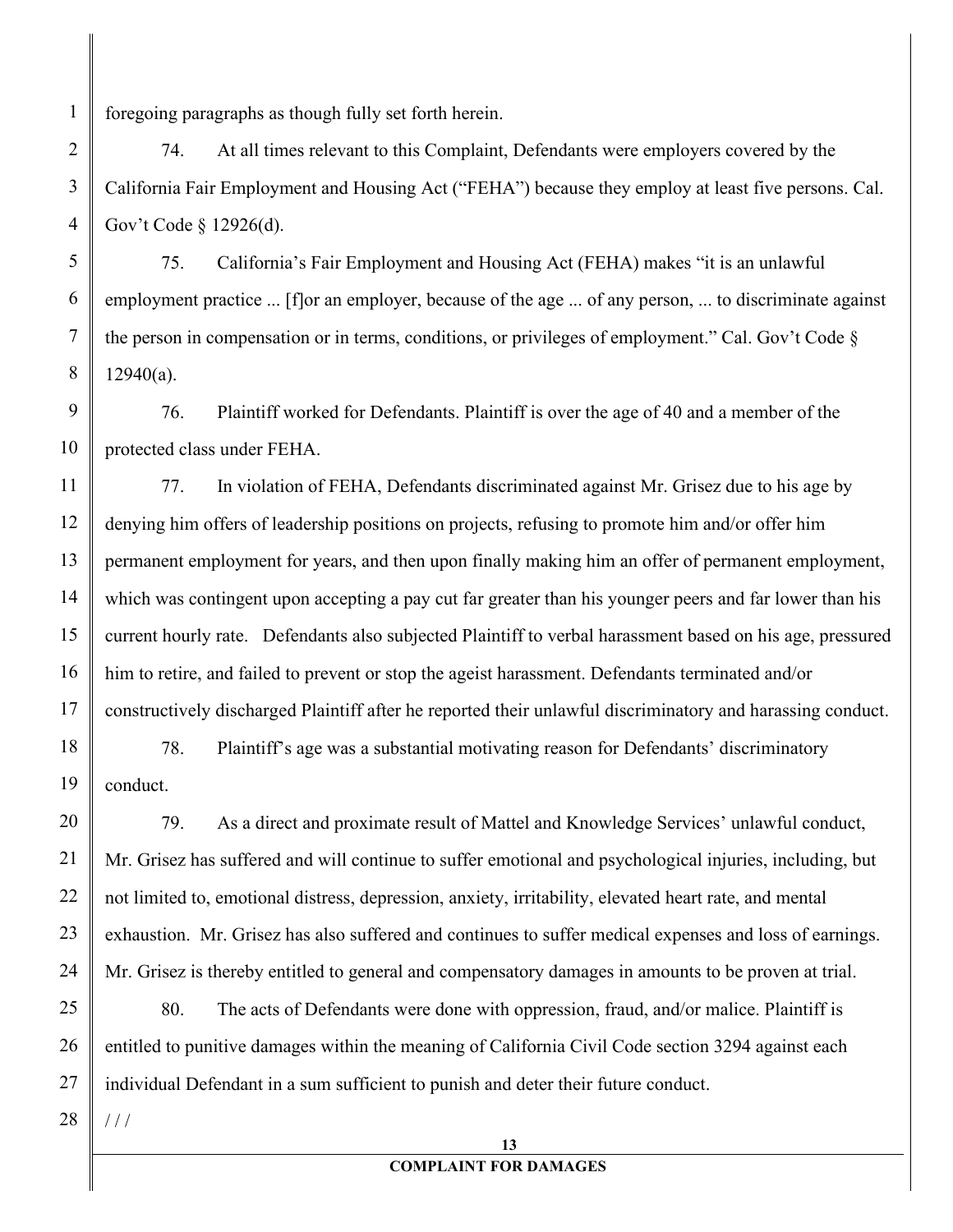foregoing paragraphs as though fully set forth herein.

74. At all times relevant to this Complaint, Defendants were employers covered by the California Fair Employment and Housing Act ("FEHA") because they employ at least five persons. Cal. Gov't Code § 12926(d).

75. California's Fair Employment and Housing Act (FEHA) makes "it is an unlawful employment practice ... [f]or an employer, because of the age ... of any person, ... to discriminate against the person in compensation or in terms, conditions, or privileges of employment." Cal. Gov't Code § 12940(a).

76. Plaintiff worked for Defendants. Plaintiff is over the age of 40 and a member of the protected class under FEHA.

77. In violation of FEHA, Defendants discriminated against Mr. Grisez due to his age by denying him offers of leadership positions on projects, refusing to promote him and/or offer him permanent employment for years, and then upon finally making him an offer of permanent employment, which was contingent upon accepting a pay cut far greater than his younger peers and far lower than his current hourly rate. Defendants also subjected Plaintiff to verbal harassment based on his age, pressured him to retire, and failed to prevent or stop the ageist harassment. Defendants terminated and/or constructively discharged Plaintiff after he reported their unlawful discriminatory and harassing conduct.

78. Plaintiff's age was a substantial motivating reason for Defendants' discriminatory conduct.

79. As a direct and proximate result of Mattel and Knowledge Services' unlawful conduct, Mr. Grisez has suffered and will continue to suffer emotional and psychological injuries, including, but not limited to, emotional distress, depression, anxiety, irritability, elevated heart rate, and mental exhaustion. Mr. Grisez has also suffered and continues to suffer medical expenses and loss of earnings. Mr. Grisez is thereby entitled to general and compensatory damages in amounts to be proven at trial.

80. The acts of Defendants were done with oppression, fraud, and/or malice. Plaintiff is entitled to punitive damages within the meaning of California Civil Code section 3294 against each individual Defendant in a sum sufficient to punish and deter their future conduct.

/ / /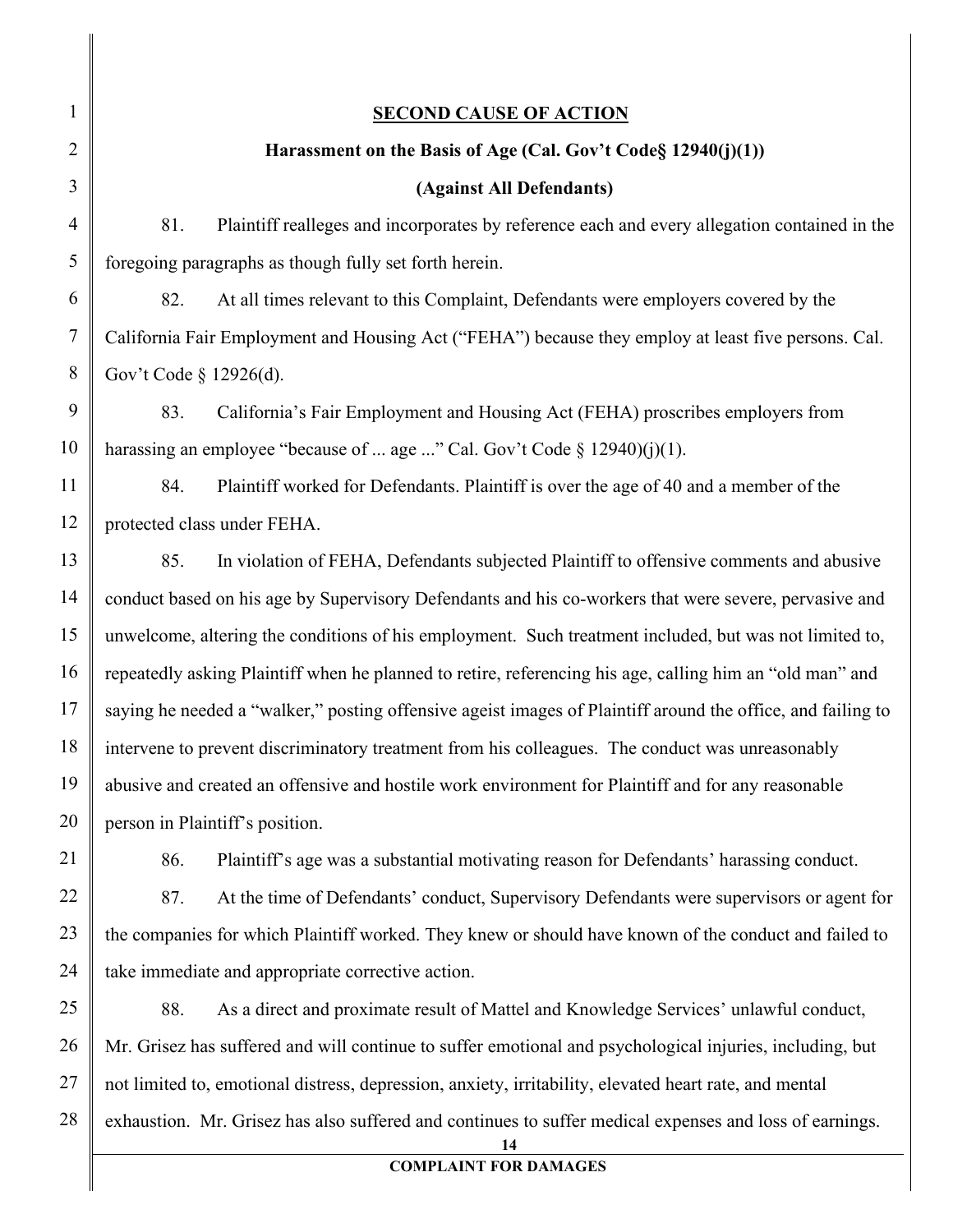## SECOND CAUSE OF ACTION

### Harassment on the Basis of Age (Cal. Gov't Code§ 12940(j)(1))

### (Against All Defendants)

81. Plaintiff realleges and incorporates by reference each and every allegation contained in the foregoing paragraphs as though fully set forth herein.

82. At all times relevant to this Complaint, Defendants were employers covered by the California Fair Employment and Housing Act ("FEHA") because they employ at least five persons. Cal. Gov't Code § 12926(d).

83. California's Fair Employment and Housing Act (FEHA) proscribes employers from harassing an employee "because of ... age ..." Cal. Gov't Code § 12940)(j)(1).

84. Plaintiff worked for Defendants. Plaintiff is over the age of 40 and a member of the protected class under FEHA.

85. In violation of FEHA, Defendants subjected Plaintiff to offensive comments and abusive conduct based on his age by Supervisory Defendants and his co-workers that were severe, pervasive and unwelcome, altering the conditions of his employment. Such treatment included, but was not limited to, repeatedly asking Plaintiff when he planned to retire, referencing his age, calling him an "old man" and saying he needed a "walker," posting offensive ageist images of Plaintiff around the office, and failing to intervene to prevent discriminatory treatment from his colleagues. The conduct was unreasonably abusive and created an offensive and hostile work environment for Plaintiff and for any reasonable person in Plaintiff's position.

86. Plaintiff's age was a substantial motivating reason for Defendants' harassing conduct.

87. At the time of Defendants' conduct, Supervisory Defendants were supervisors or agent for the companies for which Plaintiff worked. They knew or should have known of the conduct and failed to take immediate and appropriate corrective action.

88. As a direct and proximate result of Mattel and Knowledge Services' unlawful conduct, Mr. Grisez has suffered and will continue to suffer emotional and psychological injuries, including, but not limited to, emotional distress, depression, anxiety, irritability, elevated heart rate, and mental exhaustion. Mr. Grisez has also suffered and continues to suffer medical expenses and loss of earnings.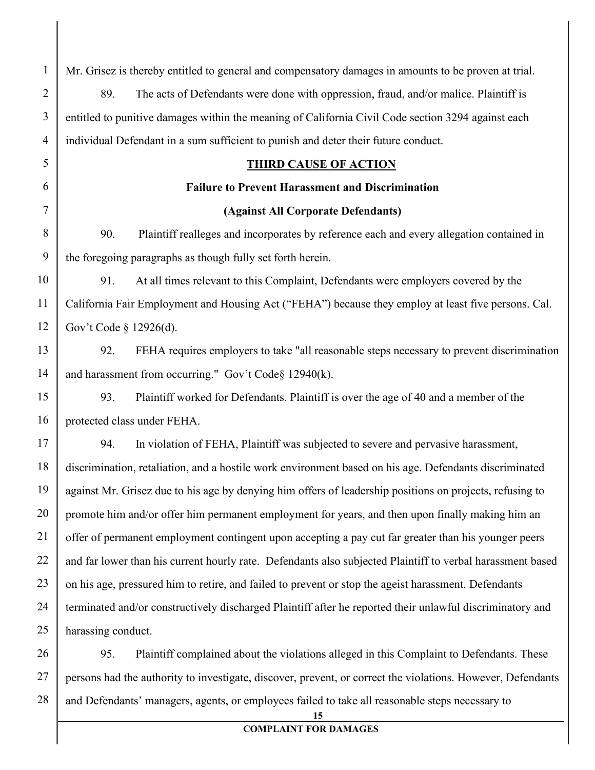Mr. Grisez is thereby entitled to general and compensatory damages in amounts to be proven at trial.

89. The acts of Defendants were done with oppression, fraud, and/or malice. Plaintiff is entitled to punitive damages within the meaning of California Civil Code section 3294 against each individual Defendant in a sum sufficient to punish and deter their future conduct.

**THIRD CAUSE OF ACTION**

**Failure to Prevent Harassment and Discrimination**

**(Against All Corporate Defendants)**

90. Plaintiff realleges and incorporates by reference each and every allegation contained in the foregoing paragraphs as though fully set forth herein.

91. At all times relevant to this Complaint, Defendants were employers covered by the California Fair Employment and Housing Act ("FEHA") because they employ at least five persons. Cal. Gov't Code § 12926(d).

92. FEHA requires employers to take "all reasonable steps necessary to prevent discrimination and harassment from occurring." Gov't Code§ 12940(k).

93. Plaintiff worked for Defendants. Plaintiff is over the age of 40 and a member of the protected class under FEHA.

94. In violation of FEHA, Plaintiff was subjected to severe and pervasive harassment, discrimination, retaliation, and a hostile work environment based on his age. Defendants discriminated against Mr. Grisez due to his age by denying him offers of leadership positions on projects, refusing to promote him and/or offer him permanent employment for years, and then upon finally making him an offer of permanent employment contingent upon accepting a pay cut far greater than his younger peers and far lower than his current hourly rate. Defendants also subjected Plaintiff to verbal harassment based on his age, pressured him to retire, and failed to prevent or stop the ageist harassment. Defendants terminated and/or constructively discharged Plaintiff after he reported their unlawful discriminatory and harassing conduct.

95. Plaintiff complained about the violations alleged in this Complaint to Defendants. These persons had the authority to investigate, discover, prevent, or correct the violations. However, Defendants and Defendants' managers, agents, or employees failed to take all reasonable steps necessary to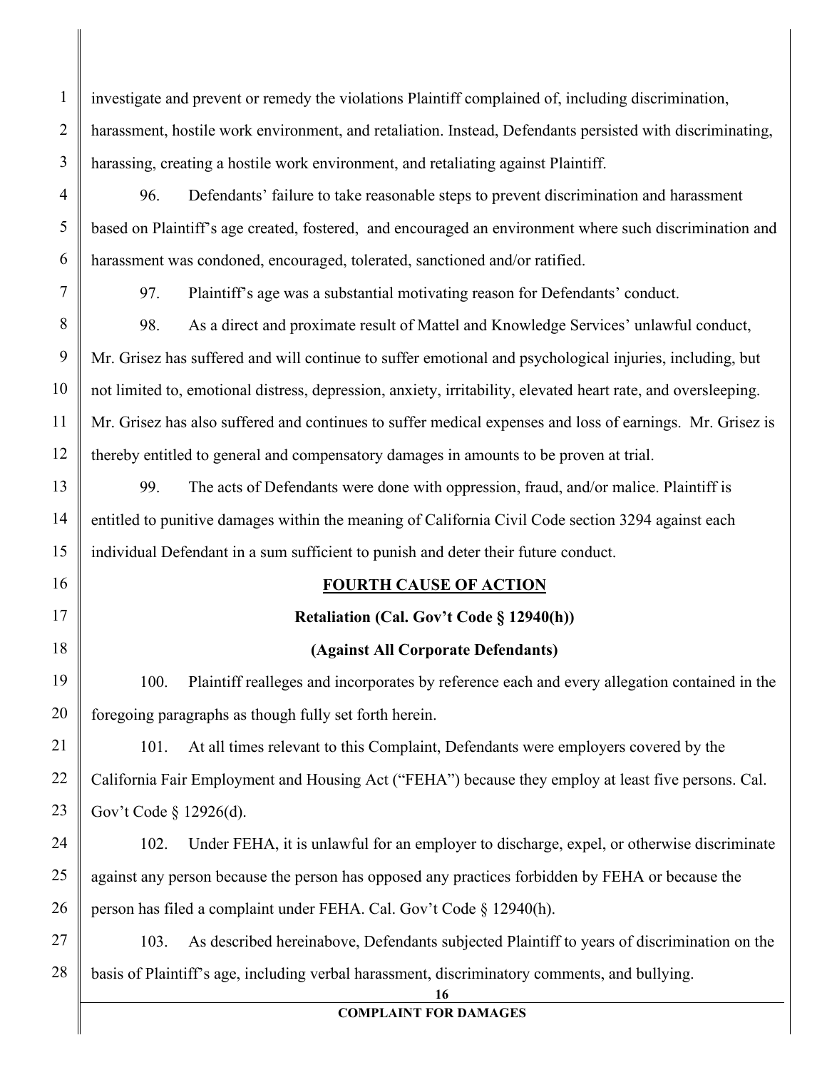investigate and prevent or remedy the violations Plaintiff complained of, including discrimination, harassment, hostile work environment, and retaliation. Instead, Defendants persisted with discriminating, harassing, creating a hostile work environment, and retaliating against Plaintiff.

96. Defendants' failure to take reasonable steps to prevent discrimination and harassment based on Plaintiff's age created, fostered, and encouraged an environment where such discrimination and harassment was condoned, encouraged, tolerated, sanctioned and/or ratified.

97. Plaintiff's age was a substantial motivating reason for Defendants' conduct.

98. As a direct and proximate result of Mattel and Knowledge Services' unlawful conduct, Mr. Grisez has suffered and will continue to suffer emotional and psychological injuries, including, but not limited to, emotional distress, depression, anxiety, irritability, elevated heart rate, and oversleeping. Mr. Grisez has also suffered and continues to suffer medical expenses and loss of earnings. Mr. Grisez is thereby entitled to general and compensatory damages in amounts to be proven at trial.

99. The acts of Defendants were done with oppression, fraud, and/or malice. Plaintiff is entitled to punitive damages within the meaning of California Civil Code section 3294 against each individual Defendant in a sum sufficient to punish and deter their future conduct.

## FOURTH CAUSE OF ACTION

### Retaliation (Cal. Gov't Code § 12940(h))

### (Against All Corporate Defendants)

100. Plaintiff realleges and incorporates by reference each and every allegation contained in the foregoing paragraphs as though fully set forth herein.

101. At all times relevant to this Complaint, Defendants were employers covered by the California Fair Employment and Housing Act ("FEHA") because they employ at least five persons. Cal. Gov't Code § 12926(d).

102. Under FEHA, it is unlawful for an employer to discharge, expel, or otherwise discriminate against any person because the person has opposed any practices forbidden by FEHA or because the person has filed a complaint under FEHA. Cal. Gov't Code § 12940(h).

103. As described hereinabove, Defendants subjected Plaintiff to years of discrimination on the basis of Plaintiff's age, including verbal harassment, discriminatory comments, and bullying.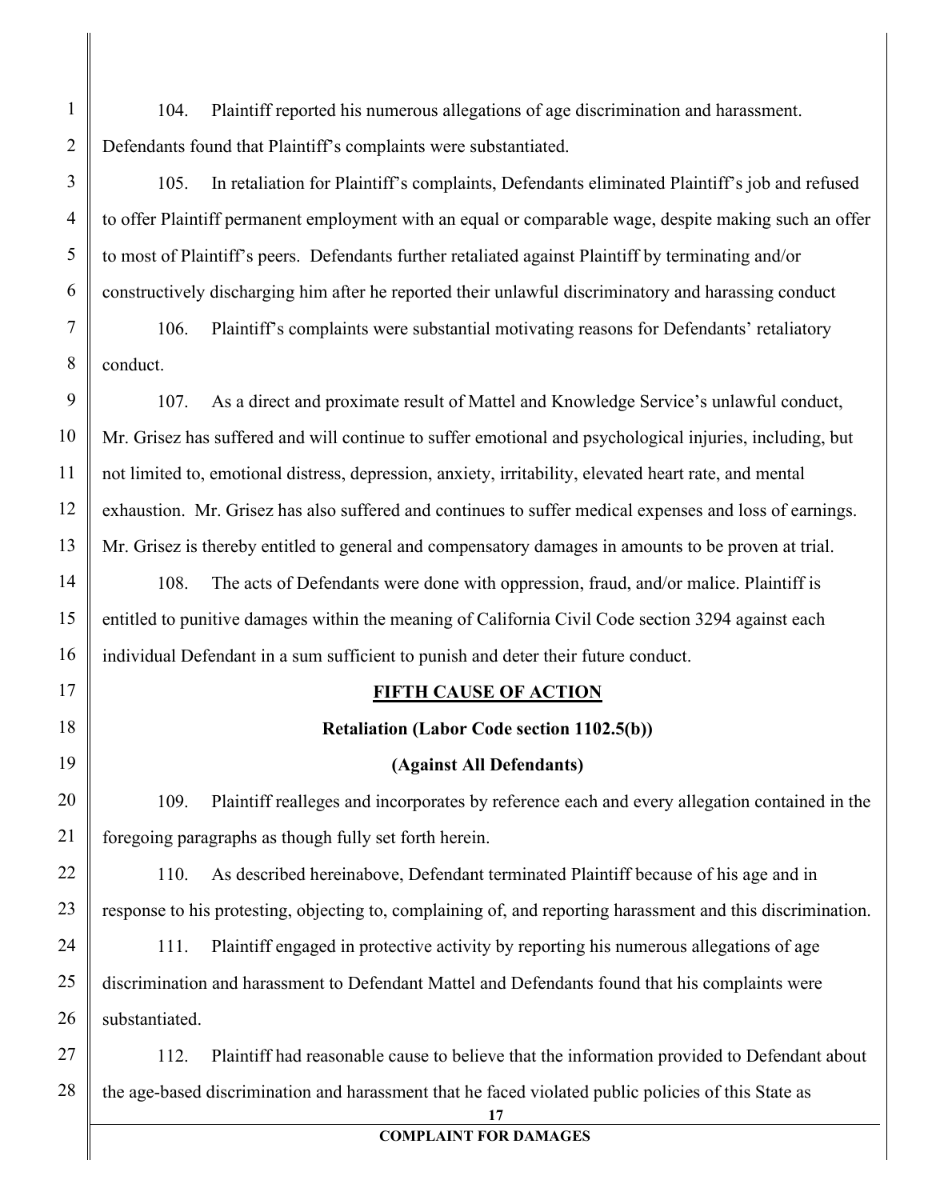104. Plaintiff reported his numerous allegations of age discrimination and harassment. Defendants found that Plaintiff's complaints were substantiated.

105. In retaliation for Plaintiff's complaints, Defendants eliminated Plaintiff's job and refused to offer Plaintiff permanent employment with an equal or comparable wage, despite making such an offer to most of Plaintiff's peers. Defendants further retaliated against Plaintiff by terminating and/or constructively discharging him after he reported their unlawful discriminatory and harassing conduct

106. Plaintiff's complaints were substantial motivating reasons for Defendants' retaliatory conduct.

107. As a direct and proximate result of Mattel and Knowledge Service's unlawful conduct, Mr. Grisez has suffered and will continue to suffer emotional and psychological injuries, including, but not limited to, emotional distress, depression, anxiety, irritability, elevated heart rate, and mental exhaustion. Mr. Grisez has also suffered and continues to suffer medical expenses and loss of earnings. Mr. Grisez is thereby entitled to general and compensatory damages in amounts to be proven at trial.

108. The acts of Defendants were done with oppression, fraud, and/or malice. Plaintiff is entitled to punitive damages within the meaning of California Civil Code section 3294 against each individual Defendant in a sum sufficient to punish and deter their future conduct.

## FIFTH CAUSE OF ACTION

### Retaliation (Labor Code section 1102.5(b))

### (Against All Defendants)

109. Plaintiff realleges and incorporates by reference each and every allegation contained in the foregoing paragraphs as though fully set forth herein.

110. As described hereinabove, Defendant terminated Plaintiff because of his age and in response to his protesting, objecting to, complaining of, and reporting harassment and this discrimination.

111. Plaintiff engaged in protective activity by reporting his numerous allegations of age discrimination and harassment to Defendant Mattel and Defendants found that his complaints were substantiated.

112. Plaintiff had reasonable cause to believe that the information provided to Defendant about the age-based discrimination and harassment that he faced violated public policies of this State as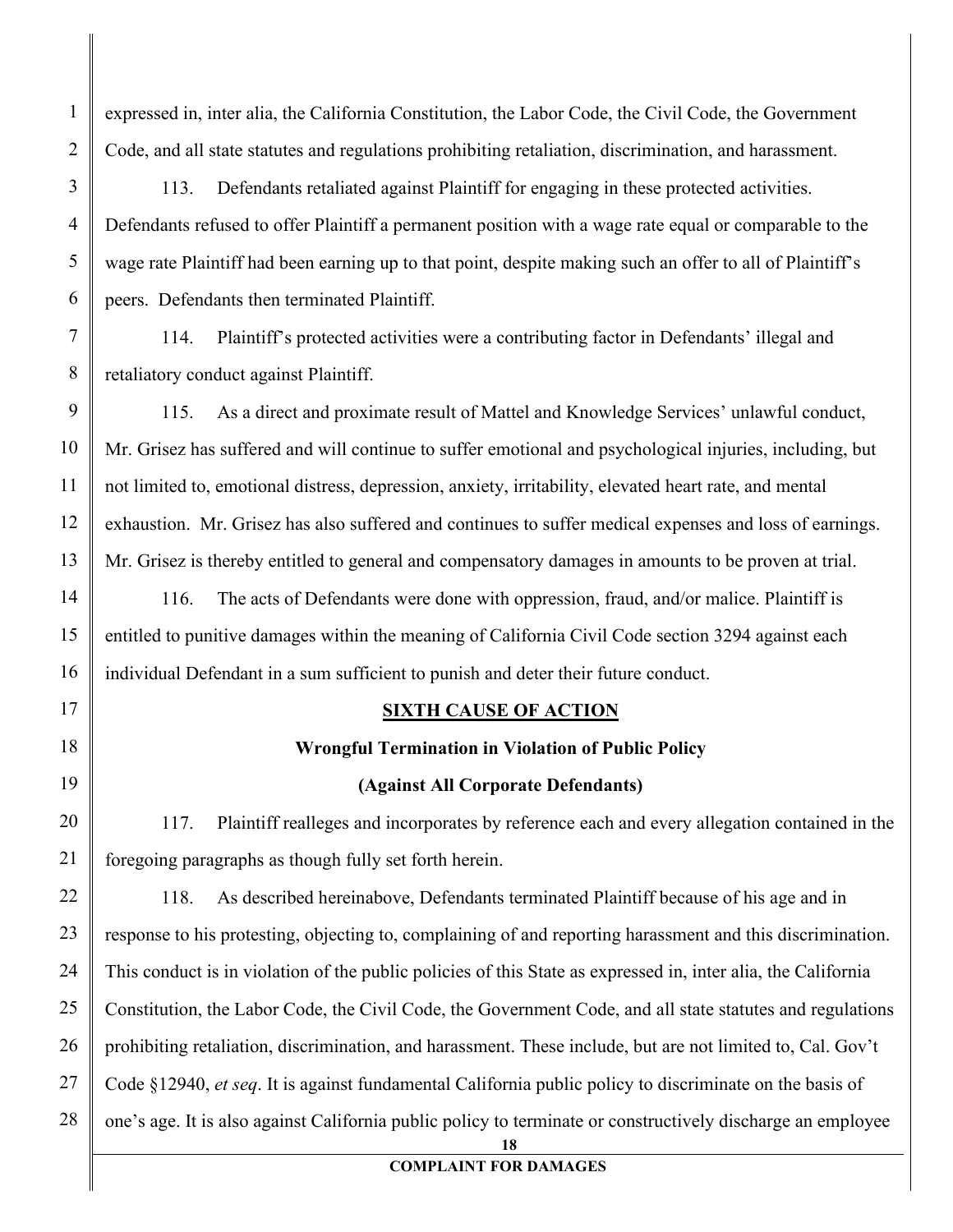expressed in, inter alia, the California Constitution, the Labor Code, the Civil Code, the Government Code, and all state statutes and regulations prohibiting retaliation, discrimination, and harassment.

113. Defendants retaliated against Plaintiff for engaging in these protected activities. Defendants refused to offer Plaintiff a permanent position with a wage rate equal or comparable to the wage rate Plaintiff had been earning up to that point, despite making such an offer to all of Plaintiff's peers. Defendants then terminated Plaintiff.

114. Plaintiff's protected activities were a contributing factor in Defendants' illegal and retaliatory conduct against Plaintiff.

115. As a direct and proximate result of Mattel and Knowledge Services' unlawful conduct, Mr. Grisez has suffered and will continue to suffer emotional and psychological injuries, including, but not limited to, emotional distress, depression, anxiety, irritability, elevated heart rate, and mental exhaustion. Mr. Grisez has also suffered and continues to suffer medical expenses and loss of earnings. Mr. Grisez is thereby entitled to general and compensatory damages in amounts to be proven at trial.

116. The acts of Defendants were done with oppression, fraud, and/or malice. Plaintiff is entitled to punitive damages within the meaning of California Civil Code section 3294 against each individual Defendant in a sum sufficient to punish and deter their future conduct.

## SIXTH CAUSE OF ACTION

### Wrongful Termination in Violation of Public Policy

### (Against All Corporate Defendants)

117. Plaintiff realleges and incorporates by reference each and every allegation contained in the foregoing paragraphs as though fully set forth herein.

118. As described hereinabove, Defendants terminated Plaintiff because of his age and in response to his protesting, objecting to, complaining of and reporting harassment and this discrimination. This conduct is in violation of the public policies of this State as expressed in, inter alia, the California Constitution, the Labor Code, the Civil Code, the Government Code, and all state statutes and regulations prohibiting retaliation, discrimination, and harassment. These include, but are not limited to, Cal. Gov't Code §12940, *et seq*. It is against fundamental California public policy to discriminate on the basis of one's age. It is also against California public policy to terminate or constructively discharge an employee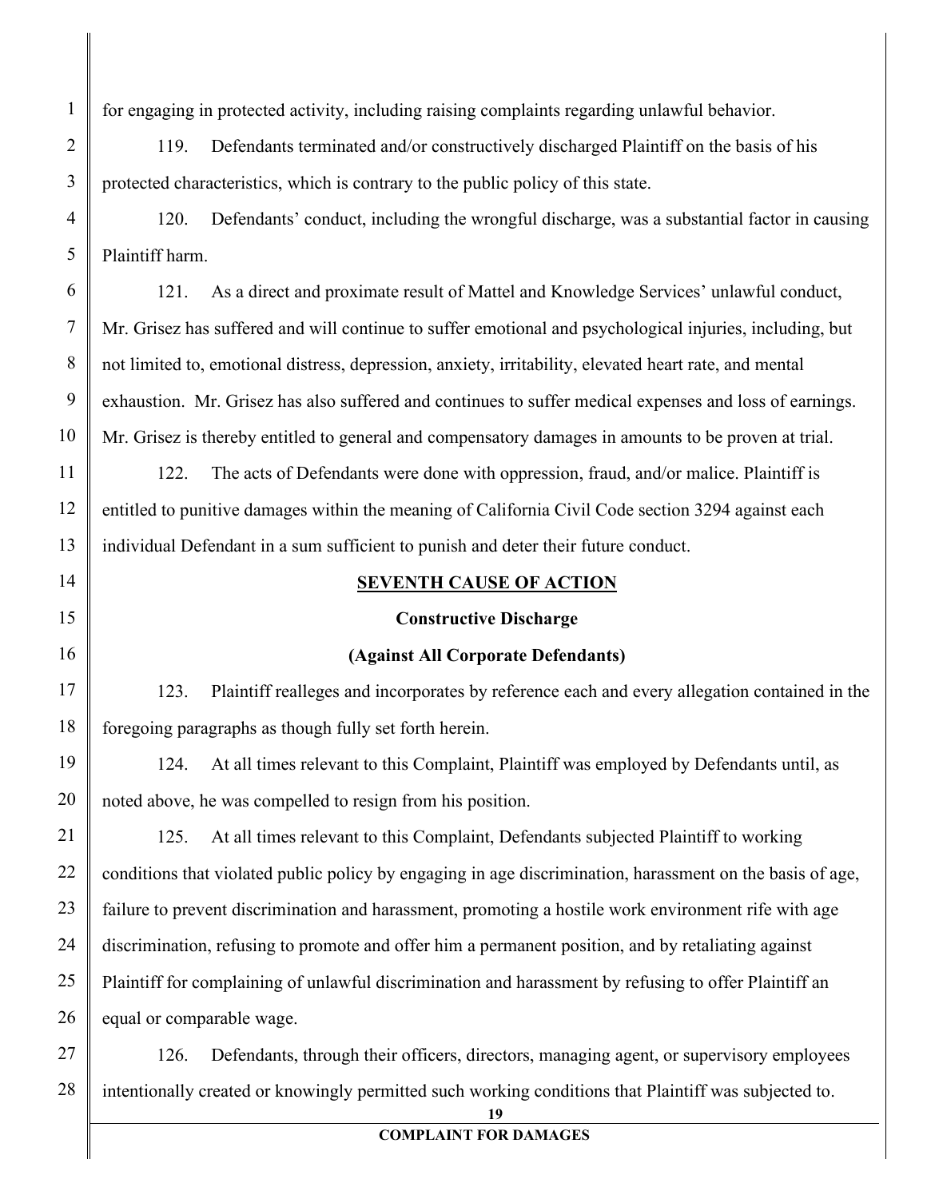for engaging in protected activity, including raising complaints regarding unlawful behavior.

119. Defendants terminated and/or constructively discharged Plaintiff on the basis of his protected characteristics, which is contrary to the public policy of this state.

120. Defendants' conduct, including the wrongful discharge, was a substantial factor in causing Plaintiff harm.

121. As a direct and proximate result of Mattel and Knowledge Services' unlawful conduct, Mr. Grisez has suffered and will continue to suffer emotional and psychological injuries, including, but not limited to, emotional distress, depression, anxiety, irritability, elevated heart rate, and mental exhaustion. Mr. Grisez has also suffered and continues to suffer medical expenses and loss of earnings. Mr. Grisez is thereby entitled to general and compensatory damages in amounts to be proven at trial.

122. The acts of Defendants were done with oppression, fraud, and/or malice. Plaintiff is entitled to punitive damages within the meaning of California Civil Code section 3294 against each individual Defendant in a sum sufficient to punish and deter their future conduct.

## SEVENTH CAUSE OF ACTION

### Constructive Discharge

### (Against All Corporate Defendants)

123. Plaintiff realleges and incorporates by reference each and every allegation contained in the foregoing paragraphs as though fully set forth herein.

124. At all times relevant to this Complaint, Plaintiff was employed by Defendants until, as noted above, he was compelled to resign from his position.

125. At all times relevant to this Complaint, Defendants subjected Plaintiff to working conditions that violated public policy by engaging in age discrimination, harassment on the basis of age, failure to prevent discrimination and harassment, promoting a hostile work environment rife with age discrimination, refusing to promote and offer him a permanent position, and by retaliating against Plaintiff for complaining of unlawful discrimination and harassment by refusing to offer Plaintiff an equal or comparable wage.

126. Defendants, through their officers, directors, managing agent, or supervisory employees intentionally created or knowingly permitted such working conditions that Plaintiff was subjected to.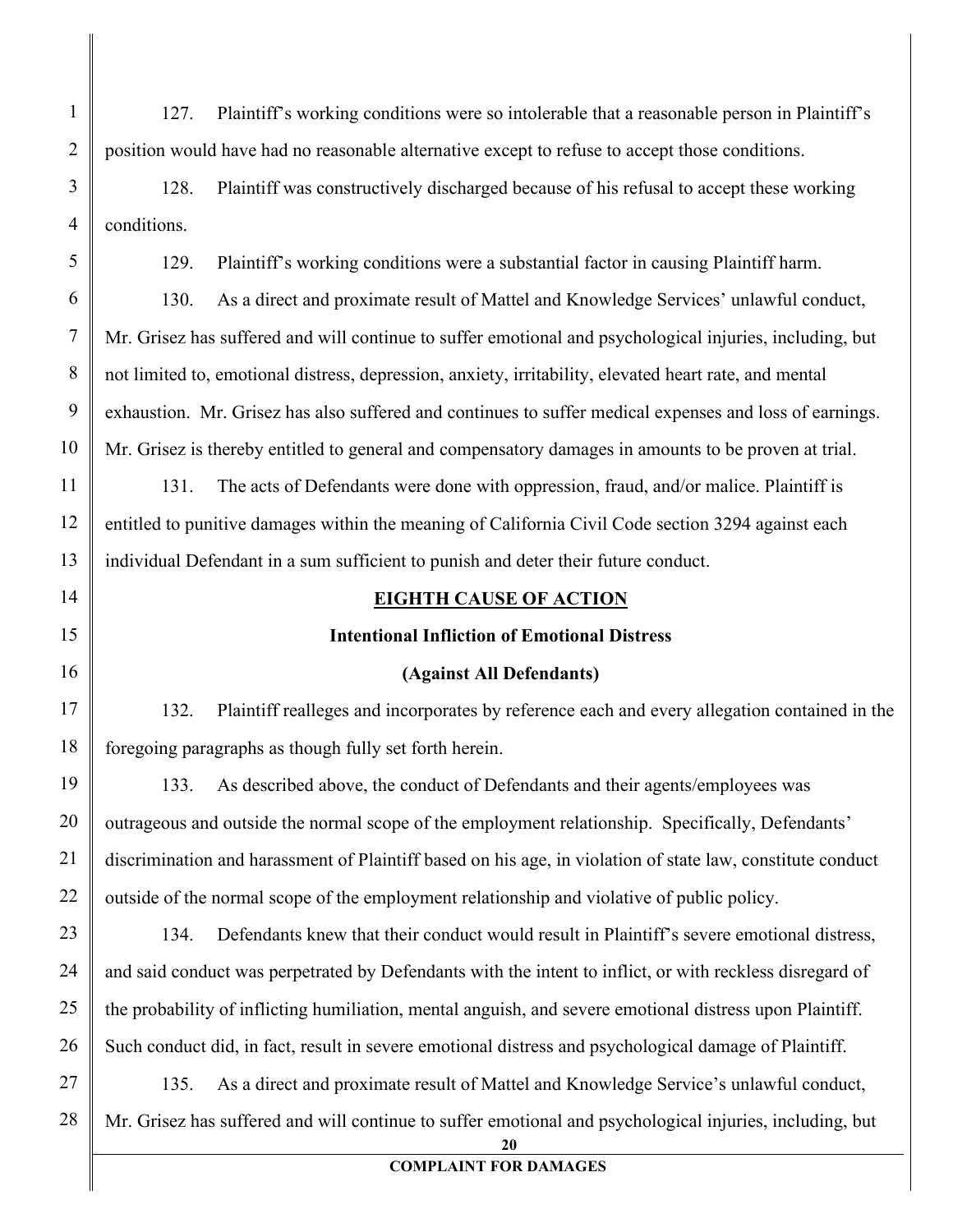127. Plaintiff's working conditions were so intolerable that a reasonable person in Plaintiff's position would have had no reasonable alternative except to refuse to accept those conditions.

128. Plaintiff was constructively discharged because of his refusal to accept these working conditions.

129. Plaintiff's working conditions were a substantial factor in causing Plaintiff harm.

130. As a direct and proximate result of Mattel and Knowledge Services' unlawful conduct, Mr. Grisez has suffered and will continue to suffer emotional and psychological injuries, including, but not limited to, emotional distress, depression, anxiety, irritability, elevated heart rate, and mental exhaustion. Mr. Grisez has also suffered and continues to suffer medical expenses and loss of earnings. Mr. Grisez is thereby entitled to general and compensatory damages in amounts to be proven at trial.

131. The acts of Defendants were done with oppression, fraud, and/or malice. Plaintiff is entitled to punitive damages within the meaning of California Civil Code section 3294 against each individual Defendant in a sum sufficient to punish and deter their future conduct.

## EIGHTH CAUSE OF ACTION

### Intentional Infliction of Emotional Distress

### (Against All Defendants)

132. Plaintiff realleges and incorporates by reference each and every allegation contained in the foregoing paragraphs as though fully set forth herein.

133. As described above, the conduct of Defendants and their agents/employees was outrageous and outside the normal scope of the employment relationship. Specifically, Defendants' discrimination and harassment of Plaintiff based on his age, in violation of state law, constitute conduct outside of the normal scope of the employment relationship and violative of public policy.

134. Defendants knew that their conduct would result in Plaintiff's severe emotional distress, and said conduct was perpetrated by Defendants with the intent to inflict, or with reckless disregard of the probability of inflicting humiliation, mental anguish, and severe emotional distress upon Plaintiff. Such conduct did, in fact, result in severe emotional distress and psychological damage of Plaintiff.

135. As a direct and proximate result of Mattel and Knowledge Service's unlawful conduct, Mr. Grisez has suffered and will continue to suffer emotional and psychological injuries, including, but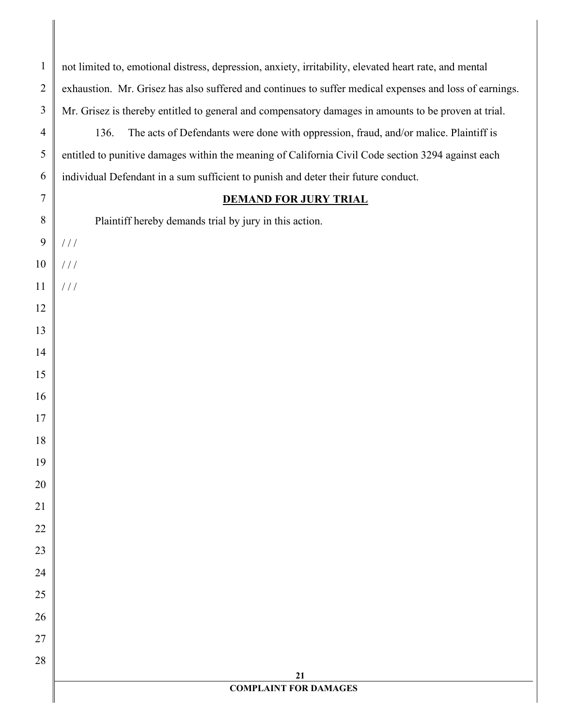not limited to, emotional distress, depression, anxiety, irritability, elevated heart rate, and mental exhaustion. Mr. Grisez has also suffered and continues to suffer medical expenses and loss of earnings. Mr. Grisez is thereby entitled to general and compensatory damages in amounts to be proven at trial.

136. The acts of Defendants were done with oppression, fraud, and/or malice. Plaintiff is entitled to punitive damages within the meaning of California Civil Code section 3294 against each individual Defendant in a sum sufficient to punish and deter their future conduct.

## DEMAND FOR JURY TRIAL

Plaintiff hereby demands trial by jury in this action.

/ / /

/ / /

/ / /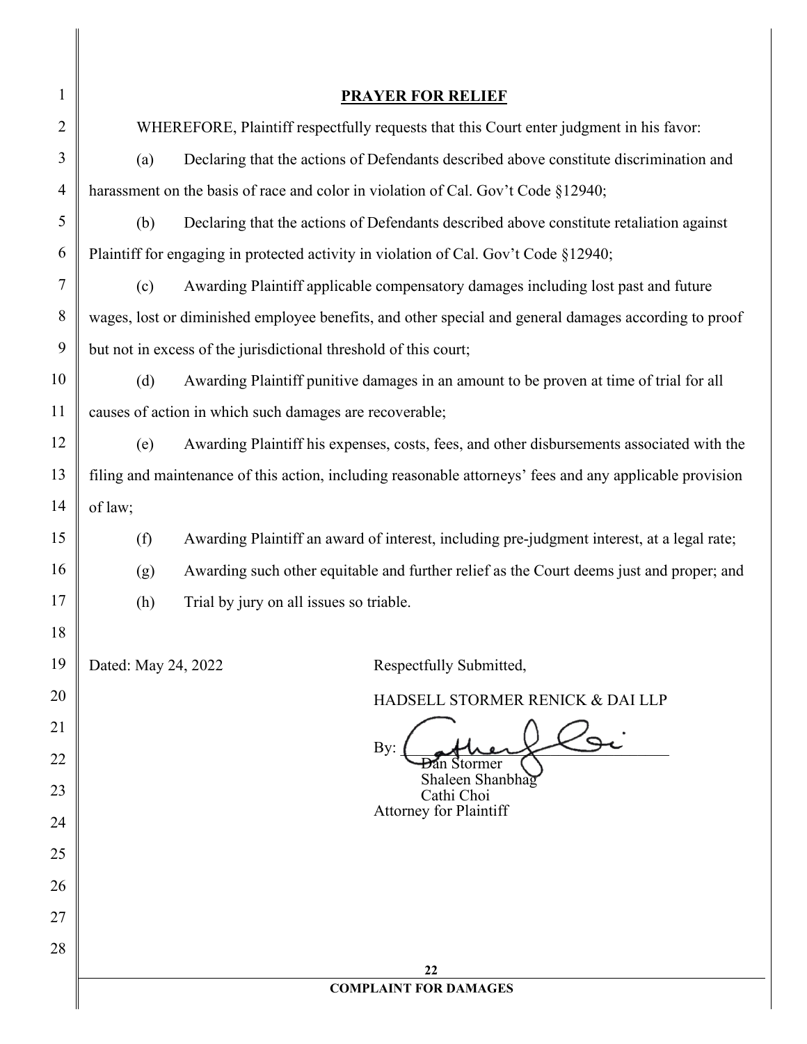**PRAYER FOR RELIEF**

WHEREFORE, Plaintiff respectfully requests that this Court enter judgment in his favor:

(a) Declaring that the actions of Defendants described above constitute discrimination and harassment on the basis of race and color in violation of Cal. Gov't Code §12940;

(b) Declaring that the actions of Defendants described above constitute retaliation against Plaintiff for engaging in protected activity in violation of Cal. Gov't Code §12940;

(c) Awarding Plaintiff applicable compensatory damages including lost past and future wages, lost or diminished employee benefits, and other special and general damages according to proof but not in excess of the jurisdictional threshold of this court;

(d) Awarding Plaintiff punitive damages in an amount to be proven at time of trial for all causes of action in which such damages are recoverable;

(e) Awarding Plaintiff his expenses, costs, fees, and other disbursements associated with the filing and maintenance of this action, including reasonable attorneys' fees and any applicable provision of law;

(f) Awarding Plaintiff an award of interest, including pre-judgment interest, at a legal rate;

(g) Awarding such other equitable and further relief as the Court deems just and proper; and

(h) Trial by jury on all issues so triable.

Dated: May 24, 2022

Respectfully Submitted,

HADSELL STORMER RENICK & DAI LLP

By: ______________________________
Dan Stormer
Shaleen Shanbhag
Cathi Choi
Attorney for Plaintiff